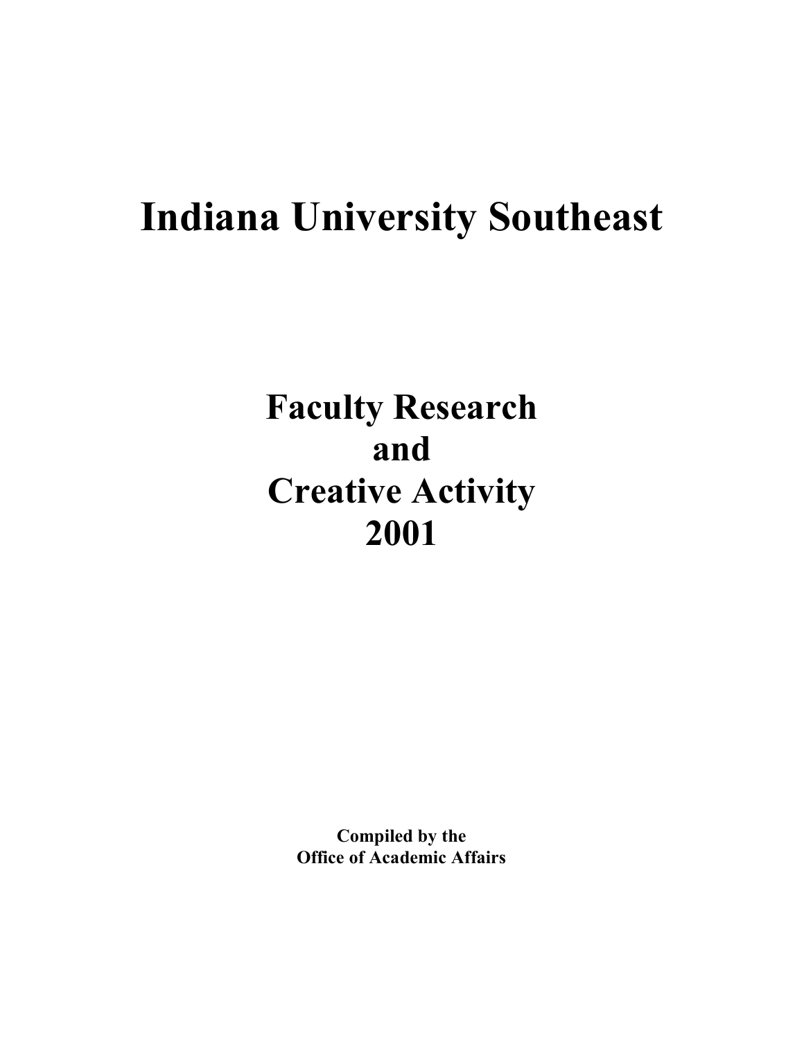# Indiana University Southeast

## Faculty Research and Creative Activity 2001

**Compiled by the Office of Academic Affairs**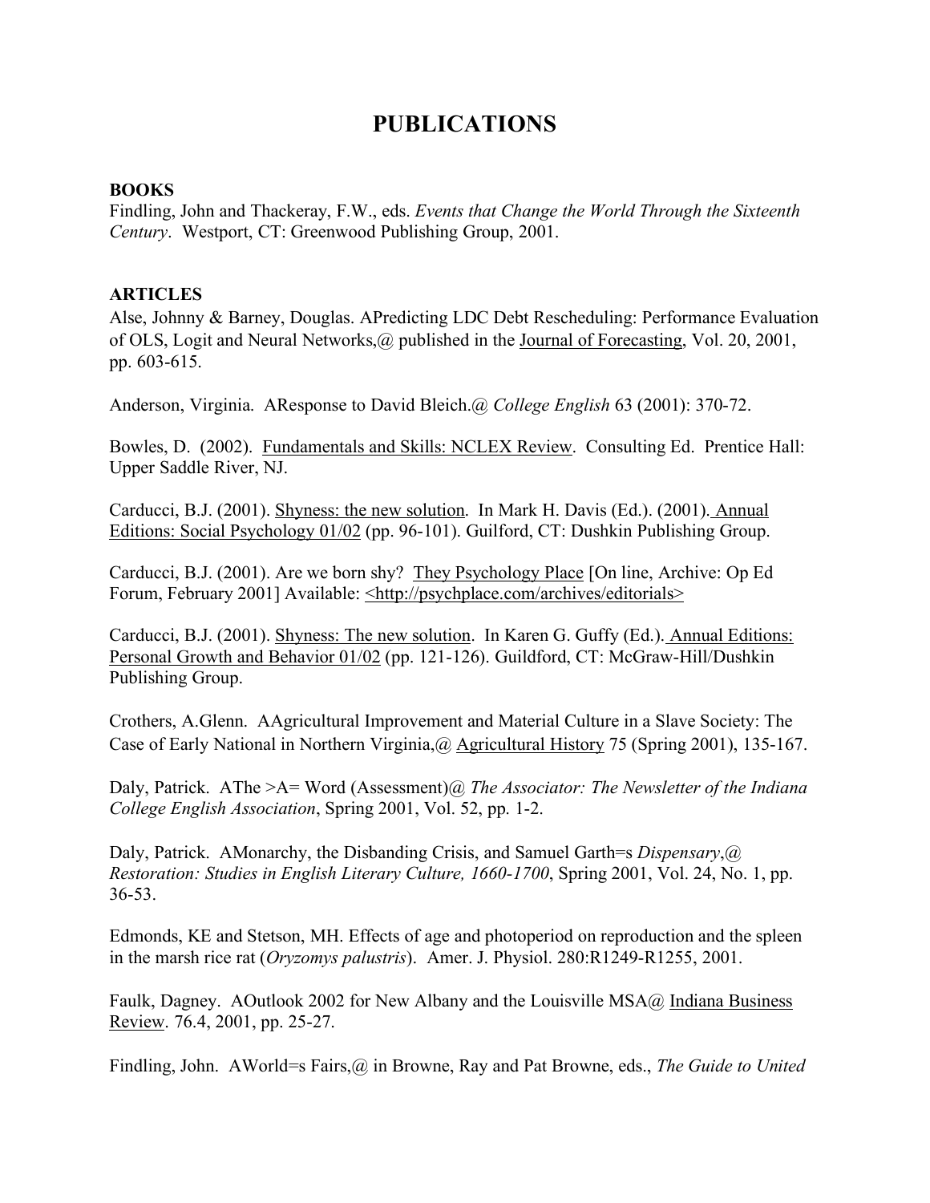# PUBLICATIONS

**BOOKS**

Findling, John and Thackeray, F.W., eds. *Events that Change the World Through the Sixteenth Century*. Westport, CT: Greenwood Publishing Group, 2001.

**ARTICLES**

Alse, Johnny & Barney, Douglas. APredicting LDC Debt Rescheduling: Performance Evaluation of OLS, Logit and Neural Networks,@ published in the <u>Journal of Forecasting</u>, Vol. 20, 2001, pp. 603-615.

Anderson, Virginia. AResponse to David Bleich.@ *College English* 63 (2001): 370-72.

Bowles, D. (2002). <u>Fundamentals and Skills: NCLEX Review</u>. Consulting Ed. Prentice Hall: Upper Saddle River, NJ.

Carducci, B.J. (2001). <u>Shyness: the new solution</u>. In Mark H. Davis (Ed.). (2001). <u>Annual Editions: Social Psychology 01/02</u> (pp. 96-101). Guilford, CT: Dushkin Publishing Group.

Carducci, B.J. (2001). Are we born shy? <u>They Psychology Place</u> [On line, Archive: Op Ed Forum, February 2001] Available: <u><http://psychplace.com/archives/editorials></u>

Carducci, B.J. (2001). <u>Shyness: The new solution</u>. In Karen G. Guffy (Ed.). <u>Annual Editions: Personal Growth and Behavior 01/02</u> (pp. 121-126). Guildford, CT: McGraw-Hill/Dushkin Publishing Group.

Crothers, A.Glenn. AAgricultural Improvement and Material Culture in a Slave Society: The Case of Early National in Northern Virginia,@ <u>Agricultural History</u> 75 (Spring 2001), 135-167.

Daly, Patrick. AThe >A= Word (Assessment)@ *The Associator: The Newsletter of the Indiana College English Association*, Spring 2001, Vol. 52, pp. 1-2.

Daly, Patrick. AMonarchy, the Disbanding Crisis, and Samuel Garth=s *Dispensary*,@ *Restoration: Studies in English Literary Culture, 1660-1700*, Spring 2001, Vol. 24, No. 1, pp. 36-53.

Edmonds, KE and Stetson, MH. Effects of age and photoperiod on reproduction and the spleen in the marsh rice rat (*Oryzomys palustris*). Amer. J. Physiol. 280:R1249-R1255, 2001.

Faulk, Dagney. AOutlook 2002 for New Albany and the Louisville MSA@ <u>Indiana Business Review</u>. 76.4, 2001, pp. 25-27.

Findling, John. AWorld=s Fairs,@ in Browne, Ray and Pat Browne, eds., *The Guide to United*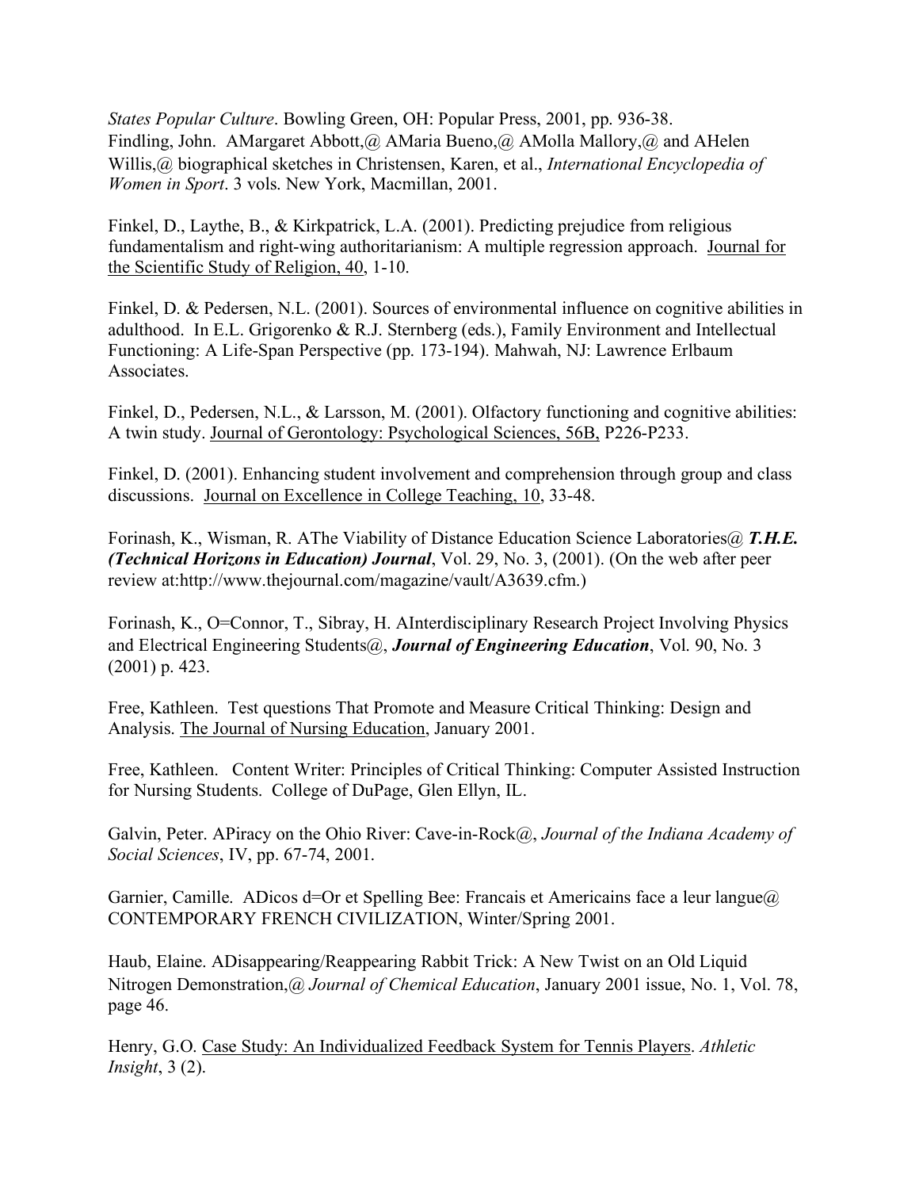*States Popular Culture*. Bowling Green, OH: Popular Press, 2001, pp. 936-38.
Findling, John. AMargaret Abbott,@ AMaria Bueno,@ AMolla Mallory,@ and AHelen Willis,@ biographical sketches in Christensen, Karen, et al., *International Encyclopedia of Women in Sport*. 3 vols. New York, Macmillan, 2001.

Finkel, D., Laythe, B., & Kirkpatrick, L.A. (2001). Predicting prejudice from religious fundamentalism and right-wing authoritarianism: A multiple regression approach. Journal for the Scientific Study of Religion, 40, 1-10.

Finkel, D. & Pedersen, N.L. (2001). Sources of environmental influence on cognitive abilities in adulthood. In E.L. Grigorenko & R.J. Sternberg (eds.), Family Environment and Intellectual Functioning: A Life-Span Perspective (pp. 173-194). Mahwah, NJ: Lawrence Erlbaum Associates.

Finkel, D., Pedersen, N.L., & Larsson, M. (2001). Olfactory functioning and cognitive abilities: A twin study. Journal of Gerontology: Psychological Sciences, 56B, P226-P233.

Finkel, D. (2001). Enhancing student involvement and comprehension through group and class discussions. Journal on Excellence in College Teaching, 10, 33-48.

Forinash, K., Wisman, R. AThe Viability of Distance Education Science Laboratories@ ***T.H.E. (Technical Horizons in Education) Journal***, Vol. 29, No. 3, (2001). (On the web after peer review at:http://www.thejournal.com/magazine/vault/A3639.cfm.)

Forinash, K., O=Connor, T., Sibray, H. AInterdisciplinary Research Project Involving Physics and Electrical Engineering Students@, ***Journal of Engineering Education***, Vol. 90, No. 3 (2001) p. 423.

Free, Kathleen. Test questions That Promote and Measure Critical Thinking: Design and Analysis. The Journal of Nursing Education, January 2001.

Free, Kathleen. Content Writer: Principles of Critical Thinking: Computer Assisted Instruction for Nursing Students. College of DuPage, Glen Ellyn, IL.

Galvin, Peter. APiracy on the Ohio River: Cave-in-Rock@, *Journal of the Indiana Academy of Social Sciences*, IV, pp. 67-74, 2001.

Garnier, Camille. ADicos d=Or et Spelling Bee: Francais et Americains face a leur langue@ CONTEMPORARY FRENCH CIVILIZATION, Winter/Spring 2001.

Haub, Elaine. ADisappearing/Reappearing Rabbit Trick: A New Twist on an Old Liquid Nitrogen Demonstration,@ *Journal of Chemical Education*, January 2001 issue, No. 1, Vol. 78, page 46.

Henry, G.O. Case Study: An Individualized Feedback System for Tennis Players. *Athletic Insight*, 3 (2).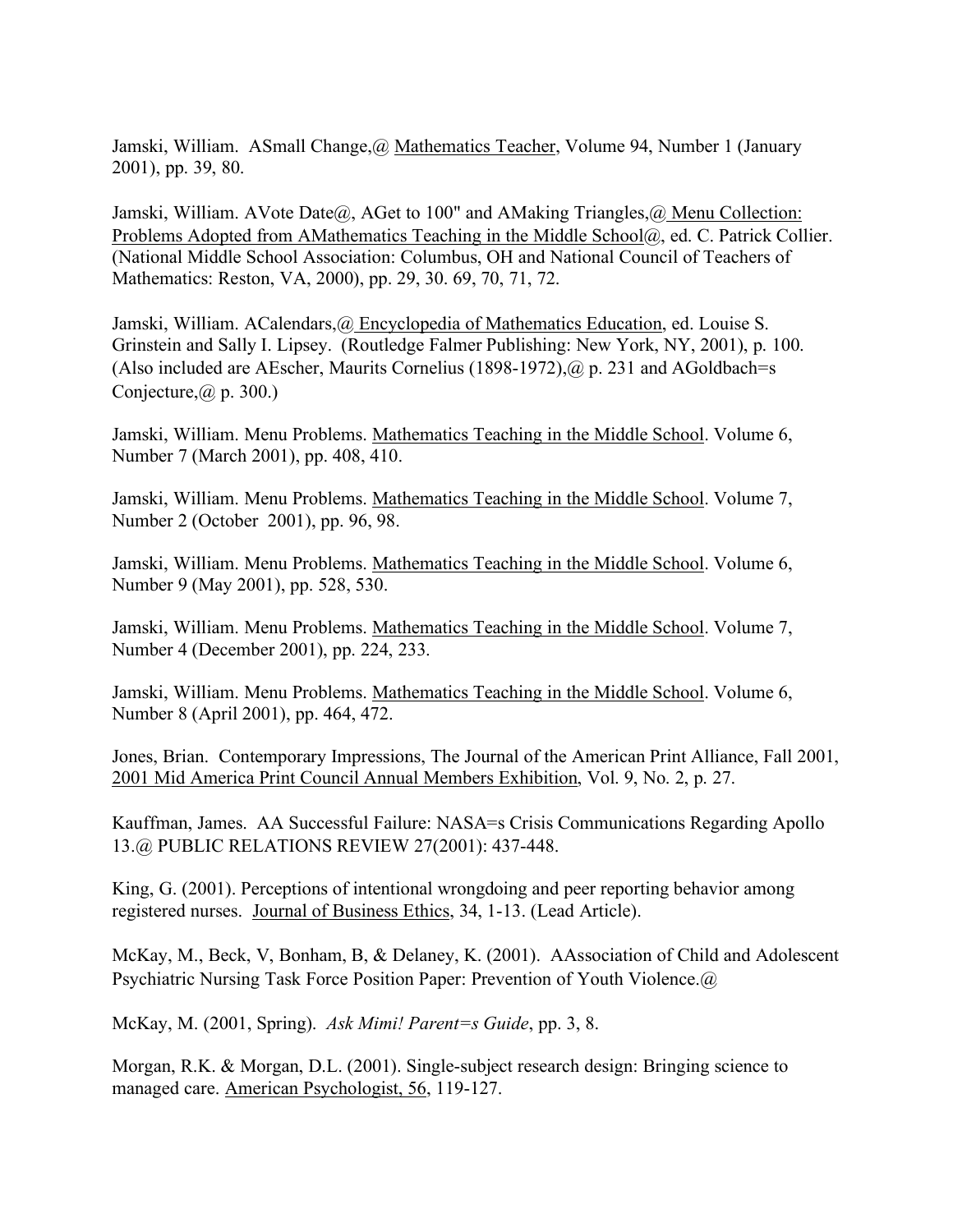Jamski, William. ASmall Change,@ <u>Mathematics Teacher</u>, Volume 94, Number 1 (January 2001), pp. 39, 80.

Jamski, William. AVote Date@, AGet to 100" and AMaking Triangles,@ <u>Menu Collection: Problems Adopted from AMathematics Teaching in the Middle School@</u>, ed. C. Patrick Collier. (National Middle School Association: Columbus, OH and National Council of Teachers of Mathematics: Reston, VA, 2000), pp. 29, 30. 69, 70, 71, 72.

Jamski, William. ACalendars,@ <u>Encyclopedia of Mathematics Education</u>, ed. Louise S. Grinstein and Sally I. Lipsey. (Routledge Falmer Publishing: New York, NY, 2001), p. 100. (Also included are AEscher, Maurits Cornelius (1898-1972),@ p. 231 and AGoldbach=s Conjecture,@ p. 300.)

Jamski, William. Menu Problems. <u>Mathematics Teaching in the Middle School</u>. Volume 6, Number 7 (March 2001), pp. 408, 410.

Jamski, William. Menu Problems. <u>Mathematics Teaching in the Middle School</u>. Volume 7, Number 2 (October 2001), pp. 96, 98.

Jamski, William. Menu Problems. <u>Mathematics Teaching in the Middle School</u>. Volume 6, Number 9 (May 2001), pp. 528, 530.

Jamski, William. Menu Problems. <u>Mathematics Teaching in the Middle School</u>. Volume 7, Number 4 (December 2001), pp. 224, 233.

Jamski, William. Menu Problems. <u>Mathematics Teaching in the Middle School</u>. Volume 6, Number 8 (April 2001), pp. 464, 472.

Jones, Brian. Contemporary Impressions, The Journal of the American Print Alliance, Fall 2001, <u>2001 Mid America Print Council Annual Members Exhibition</u>, Vol. 9, No. 2, p. 27.

Kauffman, James. AA Successful Failure: NASA=s Crisis Communications Regarding Apollo 13.@ PUBLIC RELATIONS REVIEW 27(2001): 437-448.

King, G. (2001). Perceptions of intentional wrongdoing and peer reporting behavior among registered nurses. <u>Journal of Business Ethics</u>, 34, 1-13. (Lead Article).

McKay, M., Beck, V, Bonham, B, & Delaney, K. (2001). AAssociation of Child and Adolescent Psychiatric Nursing Task Force Position Paper: Prevention of Youth Violence.@

McKay, M. (2001, Spring). *Ask Mimi! Parent=s Guide*, pp. 3, 8.

Morgan, R.K. & Morgan, D.L. (2001). Single-subject research design: Bringing science to managed care. <u>American Psychologist, 56</u>, 119-127.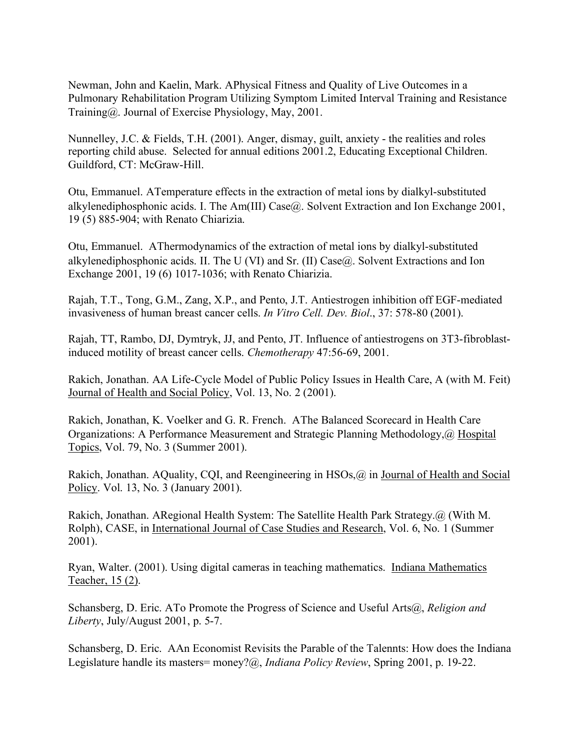Newman, John and Kaelin, Mark. APhysical Fitness and Quality of Live Outcomes in a Pulmonary Rehabilitation Program Utilizing Symptom Limited Interval Training and Resistance Training@. Journal of Exercise Physiology, May, 2001.

Nunnelley, J.C. & Fields, T.H. (2001). Anger, dismay, guilt, anxiety - the realities and roles reporting child abuse. Selected for annual editions 2001.2, Educating Exceptional Children. Guildford, CT: McGraw-Hill.

Otu, Emmanuel. ATemperature effects in the extraction of metal ions by dialkyl-substituted alkylenediphosphonic acids. I. The Am(III) Case@. Solvent Extraction and Ion Exchange 2001, 19 (5) 885-904; with Renato Chiarizia.

Otu, Emmanuel. AThermodynamics of the extraction of metal ions by dialkyl-substituted alkylenediphosphonic acids. II. The U (VI) and Sr. (II) Case@. Solvent Extractions and Ion Exchange 2001, 19 (6) 1017-1036; with Renato Chiarizia.

Rajah, T.T., Tong, G.M., Zang, X.P., and Pento, J.T. Antiestrogen inhibition off EGF-mediated invasiveness of human breast cancer cells. *In Vitro Cell. Dev. Biol*., 37: 578-80 (2001).

Rajah, TT, Rambo, DJ, Dymtryk, JJ, and Pento, JT. Influence of antiestrogens on 3T3-fibroblast-induced motility of breast cancer cells. *Chemotherapy* 47:56-69, 2001.

Rakich, Jonathan. AA Life-Cycle Model of Public Policy Issues in Health Care, A (with M. Feit) Journal of Health and Social Policy, Vol. 13, No. 2 (2001).

Rakich, Jonathan, K. Voelker and G. R. French. AThe Balanced Scorecard in Health Care Organizations: A Performance Measurement and Strategic Planning Methodology,@ Hospital Topics, Vol. 79, No. 3 (Summer 2001).

Rakich, Jonathan. AQuality, CQI, and Reengineering in HSOs,@ in Journal of Health and Social Policy. Vol. 13, No. 3 (January 2001).

Rakich, Jonathan. ARegional Health System: The Satellite Health Park Strategy.@ (With M. Rolph), CASE, in International Journal of Case Studies and Research, Vol. 6, No. 1 (Summer 2001).

Ryan, Walter. (2001). Using digital cameras in teaching mathematics. Indiana Mathematics Teacher, 15 (2).

Schansberg, D. Eric. ATo Promote the Progress of Science and Useful Arts@, *Religion and Liberty*, July/August 2001, p. 5-7.

Schansberg, D. Eric. AAn Economist Revisits the Parable of the Talennts: How does the Indiana Legislature handle its masters= money?@, *Indiana Policy Review*, Spring 2001, p. 19-22.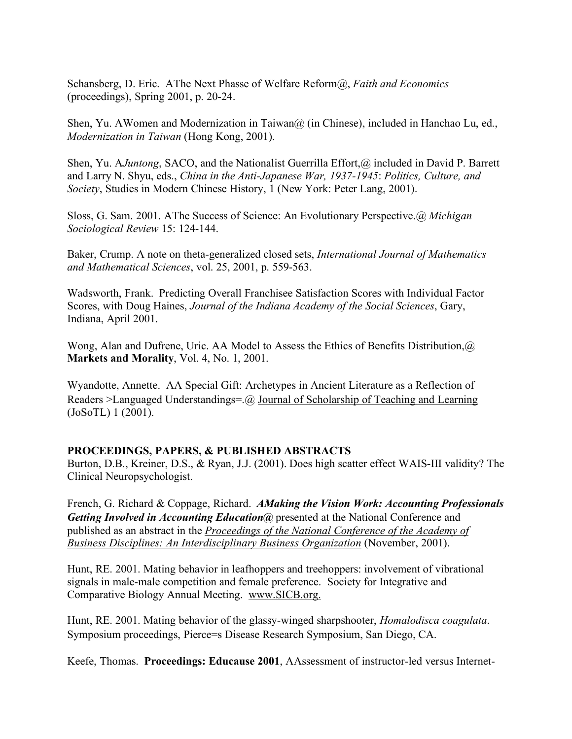Schansberg, D. Eric. AThe Next Phasse of Welfare Reform@, *Faith and Economics* (proceedings), Spring 2001, p. 20-24.

Shen, Yu. AWomen and Modernization in Taiwan@ (in Chinese), included in Hanchao Lu, ed., *Modernization in Taiwan* (Hong Kong, 2001).

Shen, Yu. A*Juntong*, SACO, and the Nationalist Guerrilla Effort,@ included in David P. Barrett and Larry N. Shyu, eds., *China in the Anti-Japanese War, 1937-1945*: *Politics, Culture, and Society*, Studies in Modern Chinese History, 1 (New York: Peter Lang, 2001).

Sloss, G. Sam. 2001. AThe Success of Science: An Evolutionary Perspective.@ *Michigan Sociological Review* 15: 124-144.

Baker, Crump. A note on theta-generalized closed sets, *International Journal of Mathematics and Mathematical Sciences*, vol. 25, 2001, p. 559-563.

Wadsworth, Frank. Predicting Overall Franchisee Satisfaction Scores with Individual Factor Scores, with Doug Haines, *Journal of the Indiana Academy of the Social Sciences*, Gary, Indiana, April 2001.

Wong, Alan and Dufrene, Uric. AA Model to Assess the Ethics of Benefits Distribution,@ **Markets and Morality**, Vol. 4, No. 1, 2001.

Wyandotte, Annette. AA Special Gift: Archetypes in Ancient Literature as a Reflection of Readers >Languaged Understandings=.@ Journal of Scholarship of Teaching and Learning (JoSoTL) 1 (2001).

## PROCEEDINGS, PAPERS, & PUBLISHED ABSTRACTS

Burton, D.B., Kreiner, D.S., & Ryan, J.J. (2001). Does high scatter effect WAIS-III validity? The Clinical Neuropsychologist.

French, G. Richard & Coppage, Richard. ***AMaking the Vision Work: Accounting Professionals Getting Involved in Accounting Education@*** presented at the National Conference and published as an abstract in the *Proceedings of the National Conference of the Academy of Business Disciplines: An Interdisciplinary Business Organization* (November, 2001).

Hunt, RE. 2001. Mating behavior in leafhoppers and treehoppers: involvement of vibrational signals in male-male competition and female preference. Society for Integrative and Comparative Biology Annual Meeting. www.SICB.org.

Hunt, RE. 2001. Mating behavior of the glassy-winged sharpshooter, *Homalodisca coagulata*. Symposium proceedings, Pierce=s Disease Research Symposium, San Diego, CA.

Keefe, Thomas. **Proceedings: Educause 2001**, AAssessment of instructor-led versus Internet-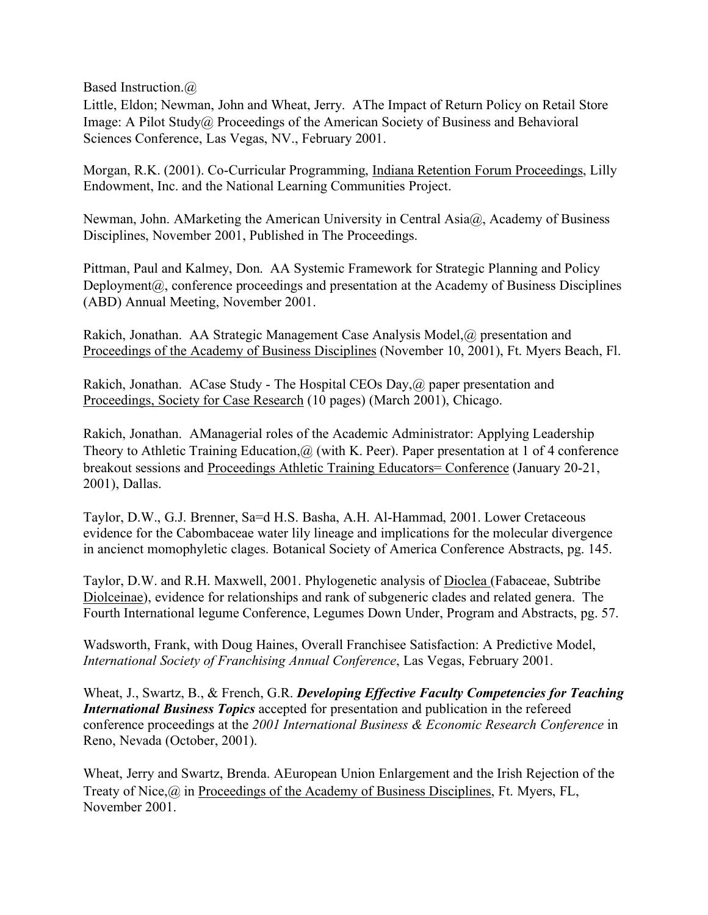Based Instruction.@

Little, Eldon; Newman, John and Wheat, Jerry. AThe Impact of Return Policy on Retail Store Image: A Pilot Study@ Proceedings of the American Society of Business and Behavioral Sciences Conference, Las Vegas, NV., February 2001.

Morgan, R.K. (2001). Co-Curricular Programming, Indiana Retention Forum Proceedings, Lilly Endowment, Inc. and the National Learning Communities Project.

Newman, John. AMarketing the American University in Central Asia@, Academy of Business Disciplines, November 2001, Published in The Proceedings.

Pittman, Paul and Kalmey, Don. AA Systemic Framework for Strategic Planning and Policy Deployment@, conference proceedings and presentation at the Academy of Business Disciplines (ABD) Annual Meeting, November 2001.

Rakich, Jonathan. AA Strategic Management Case Analysis Model,@ presentation and Proceedings of the Academy of Business Disciplines (November 10, 2001), Ft. Myers Beach, Fl.

Rakich, Jonathan. ACase Study - The Hospital CEOs Day,@ paper presentation and Proceedings, Society for Case Research (10 pages) (March 2001), Chicago.

Rakich, Jonathan. AManagerial roles of the Academic Administrator: Applying Leadership Theory to Athletic Training Education,@ (with K. Peer). Paper presentation at 1 of 4 conference breakout sessions and Proceedings Athletic Training Educators= Conference (January 20-21, 2001), Dallas.

Taylor, D.W., G.J. Brenner, Sa=d H.S. Basha, A.H. Al-Hammad, 2001. Lower Cretaceous evidence for the Cabombaceae water lily lineage and implications for the molecular divergence in ancienct momophyletic clages. Botanical Society of America Conference Abstracts, pg. 145.

Taylor, D.W. and R.H. Maxwell, 2001. Phylogenetic analysis of Dioclea (Fabaceae, Subtribe Diolceinae), evidence for relationships and rank of subgeneric clades and related genera. The Fourth International legume Conference, Legumes Down Under, Program and Abstracts, pg. 57.

Wadsworth, Frank, with Doug Haines, Overall Franchisee Satisfaction: A Predictive Model, *International Society of Franchising Annual Conference*, Las Vegas, February 2001.

Wheat, J., Swartz, B., & French, G.R. ***Developing Effective Faculty Competencies for Teaching International Business Topics*** accepted for presentation and publication in the refereed conference proceedings at the *2001 International Business & Economic Research Conference* in Reno, Nevada (October, 2001).

Wheat, Jerry and Swartz, Brenda. AEuropean Union Enlargement and the Irish Rejection of the Treaty of Nice,@ in Proceedings of the Academy of Business Disciplines, Ft. Myers, FL, November 2001.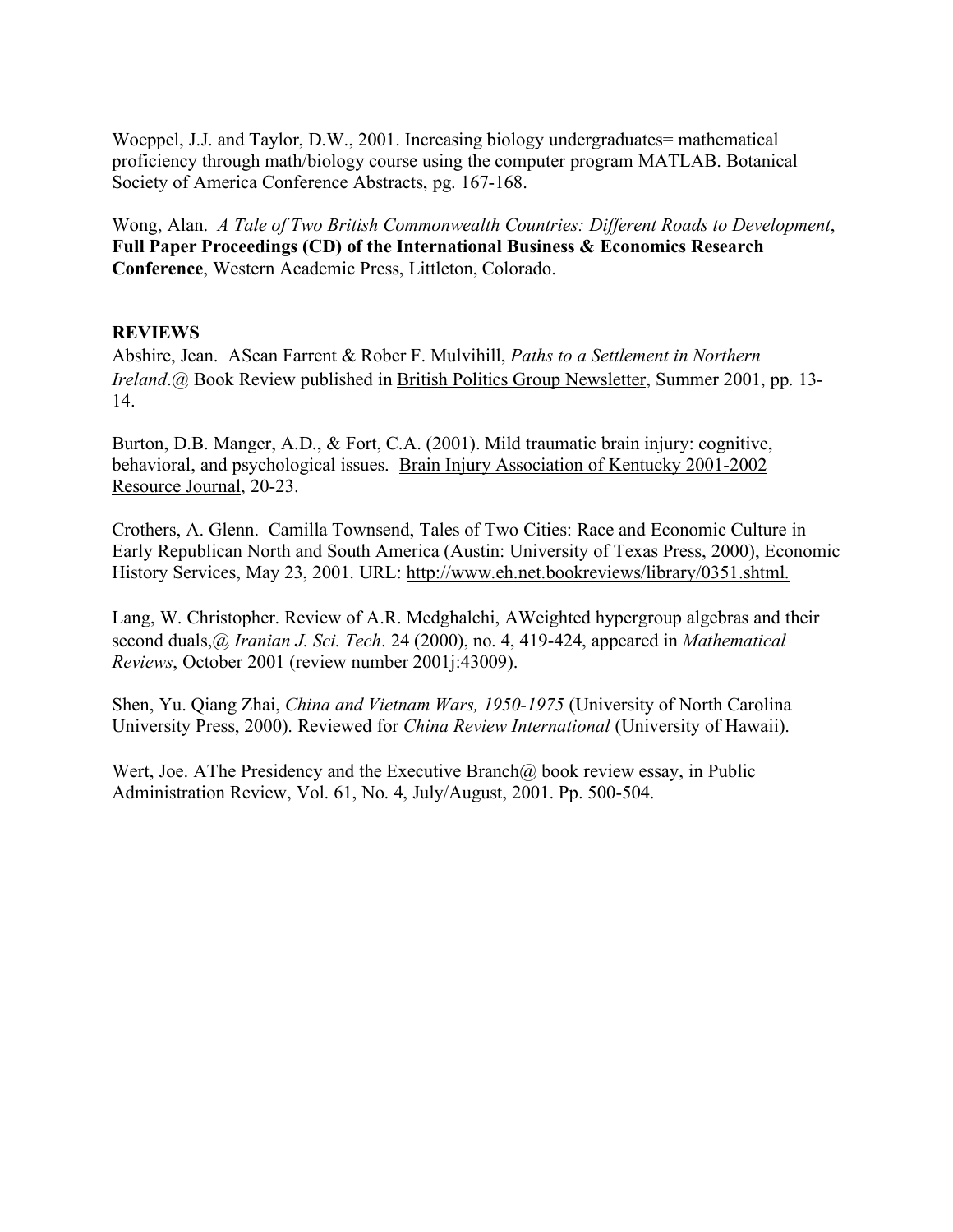Woeppel, J.J. and Taylor, D.W., 2001. Increasing biology undergraduates= mathematical proficiency through math/biology course using the computer program MATLAB. Botanical Society of America Conference Abstracts, pg. 167-168.

Wong, Alan. *A Tale of Two British Commonwealth Countries: Different Roads to Development*, **Full Paper Proceedings (CD) of the International Business & Economics Research Conference**, Western Academic Press, Littleton, Colorado.

**REVIEWS**

Abshire, Jean. ASean Farrent & Rober F. Mulvihill, *Paths to a Settlement in Northern Ireland*.@ Book Review published in British Politics Group Newsletter, Summer 2001, pp. 13-14.

Burton, D.B. Manger, A.D., & Fort, C.A. (2001). Mild traumatic brain injury: cognitive, behavioral, and psychological issues. Brain Injury Association of Kentucky 2001-2002 Resource Journal, 20-23.

Crothers, A. Glenn. Camilla Townsend, Tales of Two Cities: Race and Economic Culture in Early Republican North and South America (Austin: University of Texas Press, 2000), Economic History Services, May 23, 2001. URL: http://www.eh.net.bookreviews/library/0351.shtml.

Lang, W. Christopher. Review of A.R. Medghalchi, AWeighted hypergroup algebras and their second duals,@ *Iranian J. Sci. Tech*. 24 (2000), no. 4, 419-424, appeared in *Mathematical Reviews*, October 2001 (review number 2001j:43009).

Shen, Yu. Qiang Zhai, *China and Vietnam Wars, 1950-1975* (University of North Carolina University Press, 2000). Reviewed for *China Review International* (University of Hawaii).

Wert, Joe. AThe Presidency and the Executive Branch@ book review essay, in Public Administration Review, Vol. 61, No. 4, July/August, 2001. Pp. 500-504.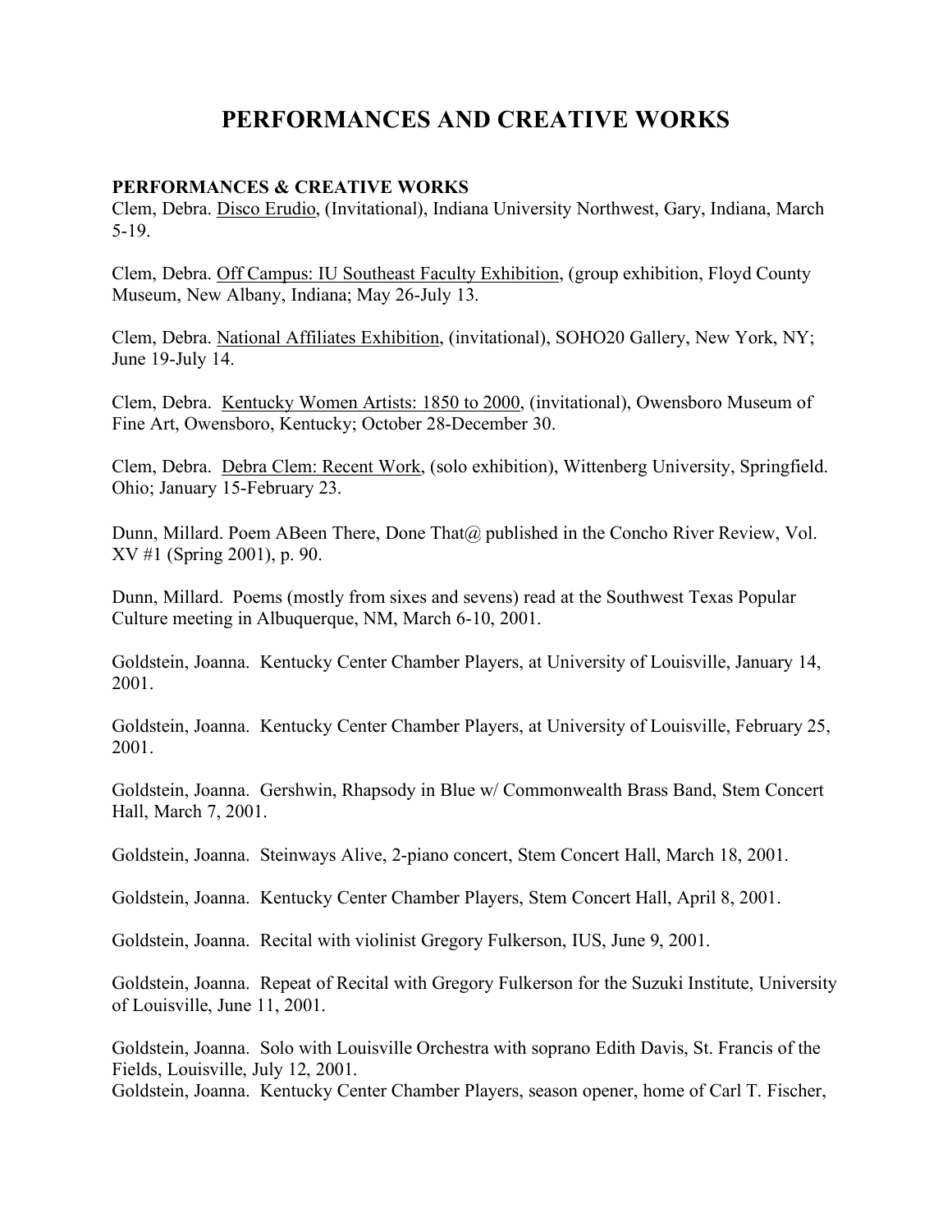# PERFORMANCES AND CREATIVE WORKS

**PERFORMANCES & CREATIVE WORKS**

Clem, Debra. <u>Disco Erudio</u>, (Invitational), Indiana University Northwest, Gary, Indiana, March 5-19.

Clem, Debra. <u>Off Campus: IU Southeast Faculty Exhibition</u>, (group exhibition, Floyd County Museum, New Albany, Indiana; May 26-July 13.

Clem, Debra. <u>National Affiliates Exhibition</u>, (invitational), SOHO20 Gallery, New York, NY; June 19-July 14.

Clem, Debra. <u>Kentucky Women Artists: 1850 to 2000</u>, (invitational), Owensboro Museum of Fine Art, Owensboro, Kentucky; October 28-December 30.

Clem, Debra. <u>Debra Clem: Recent Work</u>, (solo exhibition), Wittenberg University, Springfield. Ohio; January 15-February 23.

Dunn, Millard. Poem ABeen There, Done That@ published in the Concho River Review, Vol. XV #1 (Spring 2001), p. 90.

Dunn, Millard. Poems (mostly from sixes and sevens) read at the Southwest Texas Popular Culture meeting in Albuquerque, NM, March 6-10, 2001.

Goldstein, Joanna. Kentucky Center Chamber Players, at University of Louisville, January 14, 2001.

Goldstein, Joanna. Kentucky Center Chamber Players, at University of Louisville, February 25, 2001.

Goldstein, Joanna. Gershwin, Rhapsody in Blue w/ Commonwealth Brass Band, Stem Concert Hall, March 7, 2001.

Goldstein, Joanna. Steinways Alive, 2-piano concert, Stem Concert Hall, March 18, 2001.

Goldstein, Joanna. Kentucky Center Chamber Players, Stem Concert Hall, April 8, 2001.

Goldstein, Joanna. Recital with violinist Gregory Fulkerson, IUS, June 9, 2001.

Goldstein, Joanna. Repeat of Recital with Gregory Fulkerson for the Suzuki Institute, University of Louisville, June 11, 2001.

Goldstein, Joanna. Solo with Louisville Orchestra with soprano Edith Davis, St. Francis of the Fields, Louisville, July 12, 2001.

Goldstein, Joanna. Kentucky Center Chamber Players, season opener, home of Carl T. Fischer,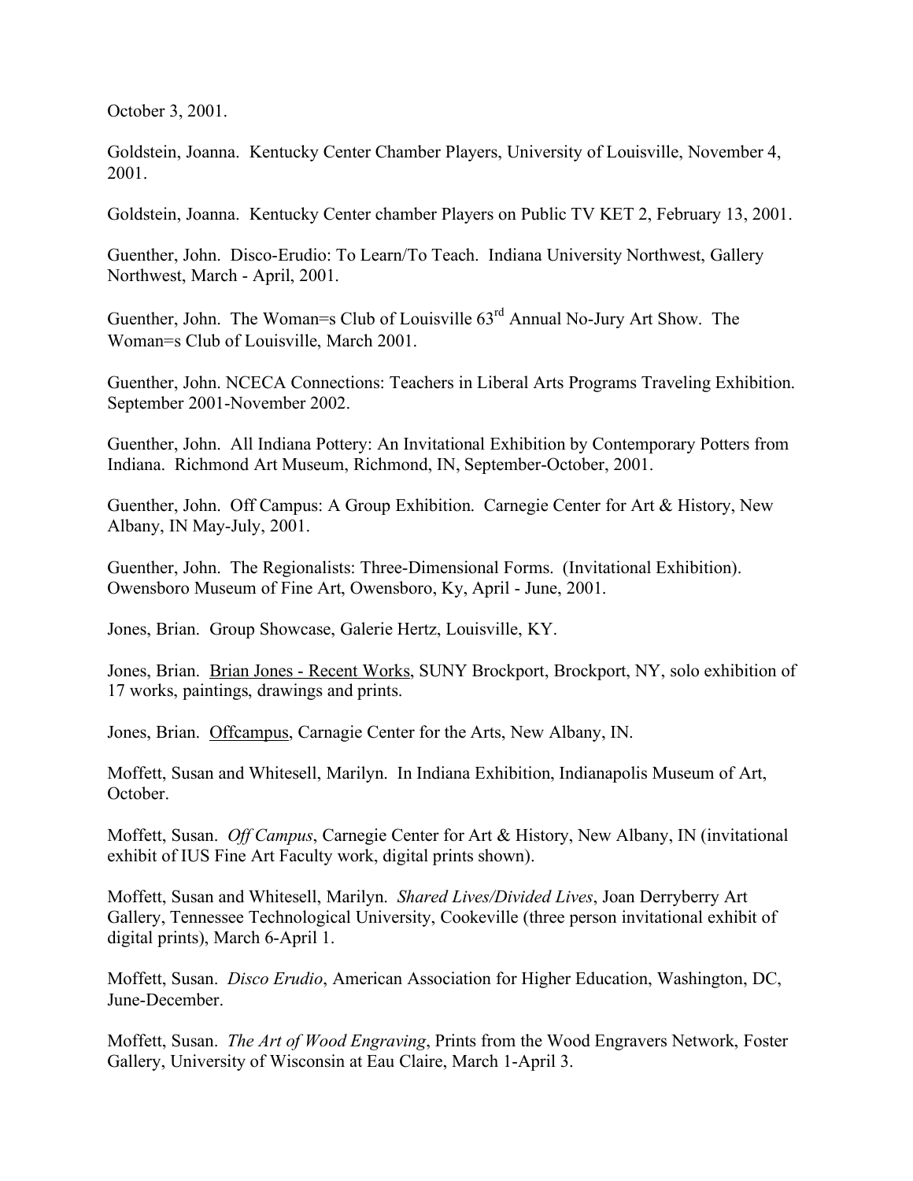October 3, 2001.

Goldstein, Joanna. Kentucky Center Chamber Players, University of Louisville, November 4, 2001.

Goldstein, Joanna. Kentucky Center chamber Players on Public TV KET 2, February 13, 2001.

Guenther, John. Disco-Erudio: To Learn/To Teach. Indiana University Northwest, Gallery Northwest, March - April, 2001.

Guenther, John. The Woman=s Club of Louisville 63rd Annual No-Jury Art Show. The Woman=s Club of Louisville, March 2001.

Guenther, John. NCECA Connections: Teachers in Liberal Arts Programs Traveling Exhibition. September 2001-November 2002.

Guenther, John. All Indiana Pottery: An Invitational Exhibition by Contemporary Potters from Indiana. Richmond Art Museum, Richmond, IN, September-October, 2001.

Guenther, John. Off Campus: A Group Exhibition. Carnegie Center for Art & History, New Albany, IN May-July, 2001.

Guenther, John. The Regionalists: Three-Dimensional Forms. (Invitational Exhibition). Owensboro Museum of Fine Art, Owensboro, Ky, April - June, 2001.

Jones, Brian. Group Showcase, Galerie Hertz, Louisville, KY.

Jones, Brian. Brian Jones - Recent Works, SUNY Brockport, Brockport, NY, solo exhibition of 17 works, paintings, drawings and prints.

Jones, Brian. Offcampus, Carnagie Center for the Arts, New Albany, IN.

Moffett, Susan and Whitesell, Marilyn. In Indiana Exhibition, Indianapolis Museum of Art, October.

Moffett, Susan. *Off Campus*, Carnegie Center for Art & History, New Albany, IN (invitational exhibit of IUS Fine Art Faculty work, digital prints shown).

Moffett, Susan and Whitesell, Marilyn. *Shared Lives/Divided Lives*, Joan Derryberry Art Gallery, Tennessee Technological University, Cookeville (three person invitational exhibit of digital prints), March 6-April 1.

Moffett, Susan. *Disco Erudio*, American Association for Higher Education, Washington, DC, June-December.

Moffett, Susan. *The Art of Wood Engraving*, Prints from the Wood Engravers Network, Foster Gallery, University of Wisconsin at Eau Claire, March 1-April 3.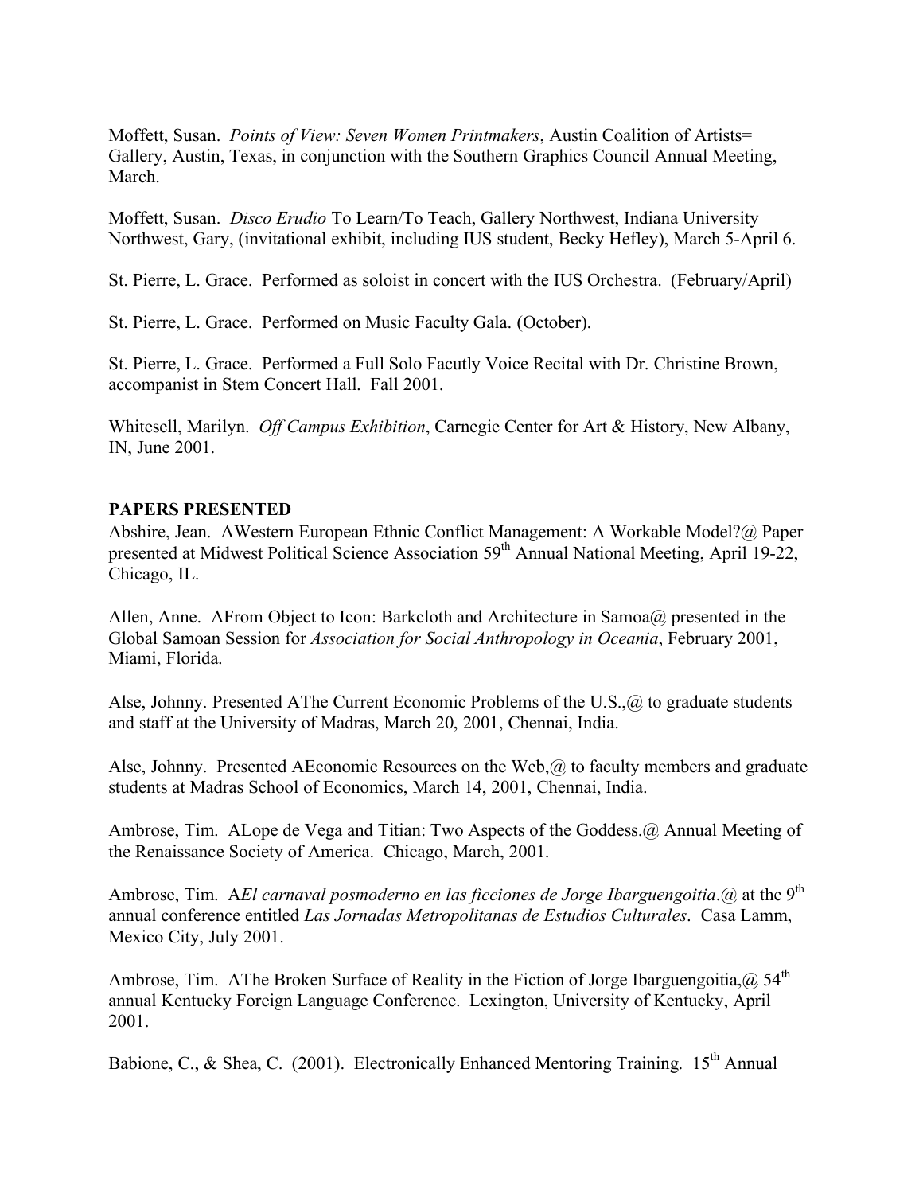Moffett, Susan. *Points of View: Seven Women Printmakers*, Austin Coalition of Artists= Gallery, Austin, Texas, in conjunction with the Southern Graphics Council Annual Meeting, March.

Moffett, Susan. *Disco Erudio* To Learn/To Teach, Gallery Northwest, Indiana University Northwest, Gary, (invitational exhibit, including IUS student, Becky Hefley), March 5-April 6.

St. Pierre, L. Grace. Performed as soloist in concert with the IUS Orchestra. (February/April)

St. Pierre, L. Grace. Performed on Music Faculty Gala. (October).

St. Pierre, L. Grace. Performed a Full Solo Facutly Voice Recital with Dr. Christine Brown, accompanist in Stem Concert Hall. Fall 2001.

Whitesell, Marilyn. *Off Campus Exhibition*, Carnegie Center for Art & History, New Albany, IN, June 2001.

## PAPERS PRESENTED

Abshire, Jean. AWestern European Ethnic Conflict Management: A Workable Model?@ Paper presented at Midwest Political Science Association 59th Annual National Meeting, April 19-22, Chicago, IL.

Allen, Anne. AFrom Object to Icon: Barkcloth and Architecture in Samoa@ presented in the Global Samoan Session for *Association for Social Anthropology in Oceania*, February 2001, Miami, Florida.

Alse, Johnny. Presented AThe Current Economic Problems of the U.S.,@ to graduate students and staff at the University of Madras, March 20, 2001, Chennai, India.

Alse, Johnny. Presented AEconomic Resources on the Web,@ to faculty members and graduate students at Madras School of Economics, March 14, 2001, Chennai, India.

Ambrose, Tim. ALope de Vega and Titian: Two Aspects of the Goddess.@ Annual Meeting of the Renaissance Society of America. Chicago, March, 2001.

Ambrose, Tim. A*El carnaval posmoderno en las ficciones de Jorge Ibarguengoitia*.@ at the 9th annual conference entitled *Las Jornadas Metropolitanas de Estudios Culturales*. Casa Lamm, Mexico City, July 2001.

Ambrose, Tim. AThe Broken Surface of Reality in the Fiction of Jorge Ibarguengoitia,@ 54th annual Kentucky Foreign Language Conference. Lexington, University of Kentucky, April 2001.

Babione, C., & Shea, C. (2001). Electronically Enhanced Mentoring Training. 15th Annual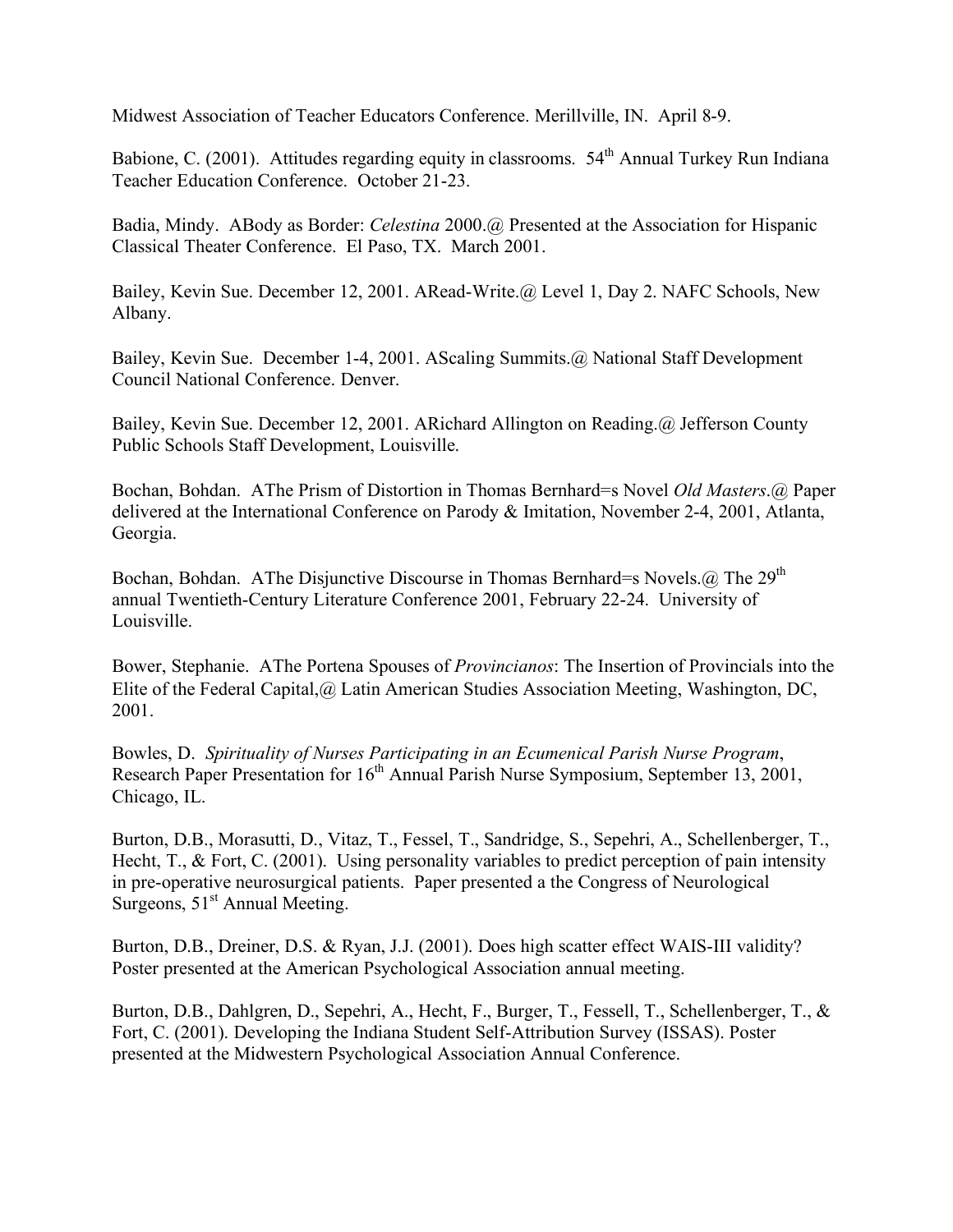Midwest Association of Teacher Educators Conference. Merillville, IN. April 8-9.

Babione, C. (2001). Attitudes regarding equity in classrooms. 54th Annual Turkey Run Indiana Teacher Education Conference. October 21-23.

Badia, Mindy. ABody as Border: *Celestina* 2000.@ Presented at the Association for Hispanic Classical Theater Conference. El Paso, TX. March 2001.

Bailey, Kevin Sue. December 12, 2001. ARead-Write.@ Level 1, Day 2. NAFC Schools, New Albany.

Bailey, Kevin Sue. December 1-4, 2001. AScaling Summits.@ National Staff Development Council National Conference. Denver.

Bailey, Kevin Sue. December 12, 2001. ARichard Allington on Reading.@ Jefferson County Public Schools Staff Development, Louisville.

Bochan, Bohdan. AThe Prism of Distortion in Thomas Bernhard=s Novel *Old Masters*.@ Paper delivered at the International Conference on Parody & Imitation, November 2-4, 2001, Atlanta, Georgia.

Bochan, Bohdan. AThe Disjunctive Discourse in Thomas Bernhard=s Novels.@ The 29th annual Twentieth-Century Literature Conference 2001, February 22-24. University of Louisville.

Bower, Stephanie. AThe Portena Spouses of *Provincianos*: The Insertion of Provincials into the Elite of the Federal Capital,@ Latin American Studies Association Meeting, Washington, DC, 2001.

Bowles, D. *Spirituality of Nurses Participating in an Ecumenical Parish Nurse Program*, Research Paper Presentation for 16th Annual Parish Nurse Symposium, September 13, 2001, Chicago, IL.

Burton, D.B., Morasutti, D., Vitaz, T., Fessel, T., Sandridge, S., Sepehri, A., Schellenberger, T., Hecht, T., & Fort, C. (2001). Using personality variables to predict perception of pain intensity in pre-operative neurosurgical patients. Paper presented a the Congress of Neurological Surgeons, 51st Annual Meeting.

Burton, D.B., Dreiner, D.S. & Ryan, J.J. (2001). Does high scatter effect WAIS-III validity? Poster presented at the American Psychological Association annual meeting.

Burton, D.B., Dahlgren, D., Sepehri, A., Hecht, F., Burger, T., Fessell, T., Schellenberger, T., & Fort, C. (2001). Developing the Indiana Student Self-Attribution Survey (ISSAS). Poster presented at the Midwestern Psychological Association Annual Conference.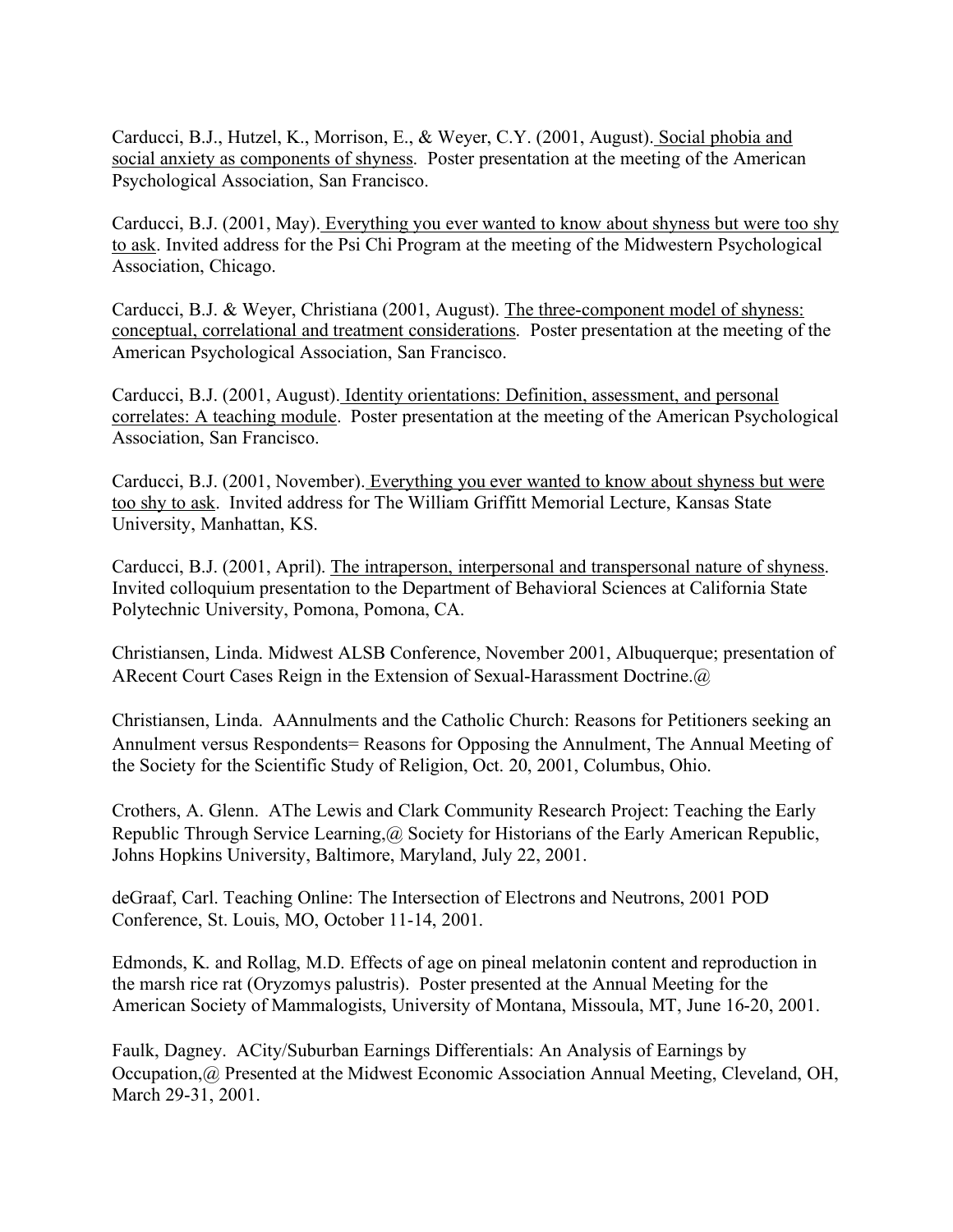Carducci, B.J., Hutzel, K., Morrison, E., & Weyer, C.Y. (2001, August). <u>Social phobia and social anxiety as components of shyness</u>. Poster presentation at the meeting of the American Psychological Association, San Francisco.

Carducci, B.J. (2001, May). <u>Everything you ever wanted to know about shyness but were too shy to ask</u>. Invited address for the Psi Chi Program at the meeting of the Midwestern Psychological Association, Chicago.

Carducci, B.J. & Weyer, Christiana (2001, August). <u>The three-component model of shyness: conceptual, correlational and treatment considerations</u>. Poster presentation at the meeting of the American Psychological Association, San Francisco.

Carducci, B.J. (2001, August). <u>Identity orientations: Definition, assessment, and personal correlates: A teaching module</u>. Poster presentation at the meeting of the American Psychological Association, San Francisco.

Carducci, B.J. (2001, November). <u>Everything you ever wanted to know about shyness but were too shy to ask</u>. Invited address for The William Griffitt Memorial Lecture, Kansas State University, Manhattan, KS.

Carducci, B.J. (2001, April). <u>The intraperson, interpersonal and transpersonal nature of shyness</u>. Invited colloquium presentation to the Department of Behavioral Sciences at California State Polytechnic University, Pomona, Pomona, CA.

Christiansen, Linda. Midwest ALSB Conference, November 2001, Albuquerque; presentation of ARecent Court Cases Reign in the Extension of Sexual-Harassment Doctrine.@

Christiansen, Linda. AAnnulments and the Catholic Church: Reasons for Petitioners seeking an Annulment versus Respondents= Reasons for Opposing the Annulment, The Annual Meeting of the Society for the Scientific Study of Religion, Oct. 20, 2001, Columbus, Ohio.

Crothers, A. Glenn. AThe Lewis and Clark Community Research Project: Teaching the Early Republic Through Service Learning,@ Society for Historians of the Early American Republic, Johns Hopkins University, Baltimore, Maryland, July 22, 2001.

deGraaf, Carl. Teaching Online: The Intersection of Electrons and Neutrons, 2001 POD Conference, St. Louis, MO, October 11-14, 2001.

Edmonds, K. and Rollag, M.D. Effects of age on pineal melatonin content and reproduction in the marsh rice rat (Oryzomys palustris). Poster presented at the Annual Meeting for the American Society of Mammalogists, University of Montana, Missoula, MT, June 16-20, 2001.

Faulk, Dagney. ACity/Suburban Earnings Differentials: An Analysis of Earnings by Occupation,@ Presented at the Midwest Economic Association Annual Meeting, Cleveland, OH, March 29-31, 2001.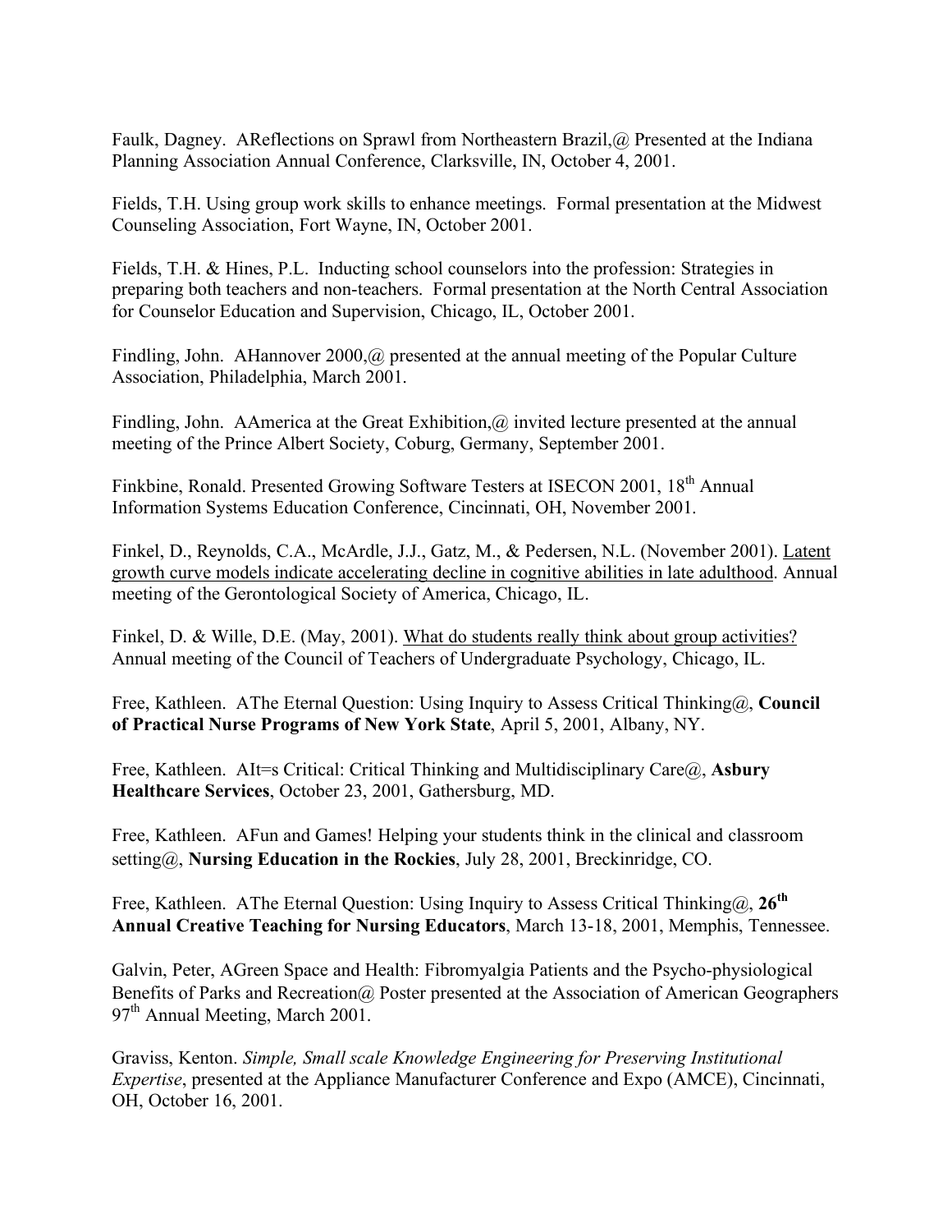Faulk, Dagney. AReflections on Sprawl from Northeastern Brazil,@ Presented at the Indiana Planning Association Annual Conference, Clarksville, IN, October 4, 2001.

Fields, T.H. Using group work skills to enhance meetings. Formal presentation at the Midwest Counseling Association, Fort Wayne, IN, October 2001.

Fields, T.H. & Hines, P.L. Inducting school counselors into the profession: Strategies in preparing both teachers and non-teachers. Formal presentation at the North Central Association for Counselor Education and Supervision, Chicago, IL, October 2001.

Findling, John. AHannover 2000,@ presented at the annual meeting of the Popular Culture Association, Philadelphia, March 2001.

Findling, John. AAmerica at the Great Exhibition,@ invited lecture presented at the annual meeting of the Prince Albert Society, Coburg, Germany, September 2001.

Finkbine, Ronald. Presented Growing Software Testers at ISECON 2001, 18th Annual Information Systems Education Conference, Cincinnati, OH, November 2001.

Finkel, D., Reynolds, C.A., McArdle, J.J., Gatz, M., & Pedersen, N.L. (November 2001). <u>Latent growth curve models indicate accelerating decline in cognitive abilities in late adulthood</u>. Annual meeting of the Gerontological Society of America, Chicago, IL.

Finkel, D. & Wille, D.E. (May, 2001). <u>What do students really think about group activities?</u> Annual meeting of the Council of Teachers of Undergraduate Psychology, Chicago, IL.

Free, Kathleen. AThe Eternal Question: Using Inquiry to Assess Critical Thinking@, **Council of Practical Nurse Programs of New York State**, April 5, 2001, Albany, NY.

Free, Kathleen. AIt=s Critical: Critical Thinking and Multidisciplinary Care@, **Asbury Healthcare Services**, October 23, 2001, Gathersburg, MD.

Free, Kathleen. AFun and Games! Helping your students think in the clinical and classroom setting@, **Nursing Education in the Rockies**, July 28, 2001, Breckinridge, CO.

Free, Kathleen. AThe Eternal Question: Using Inquiry to Assess Critical Thinking@, **26th Annual Creative Teaching for Nursing Educators**, March 13-18, 2001, Memphis, Tennessee.

Galvin, Peter, AGreen Space and Health: Fibromyalgia Patients and the Psycho-physiological Benefits of Parks and Recreation@ Poster presented at the Association of American Geographers 97th Annual Meeting, March 2001.

Graviss, Kenton. *Simple, Small scale Knowledge Engineering for Preserving Institutional Expertise*, presented at the Appliance Manufacturer Conference and Expo (AMCE), Cincinnati, OH, October 16, 2001.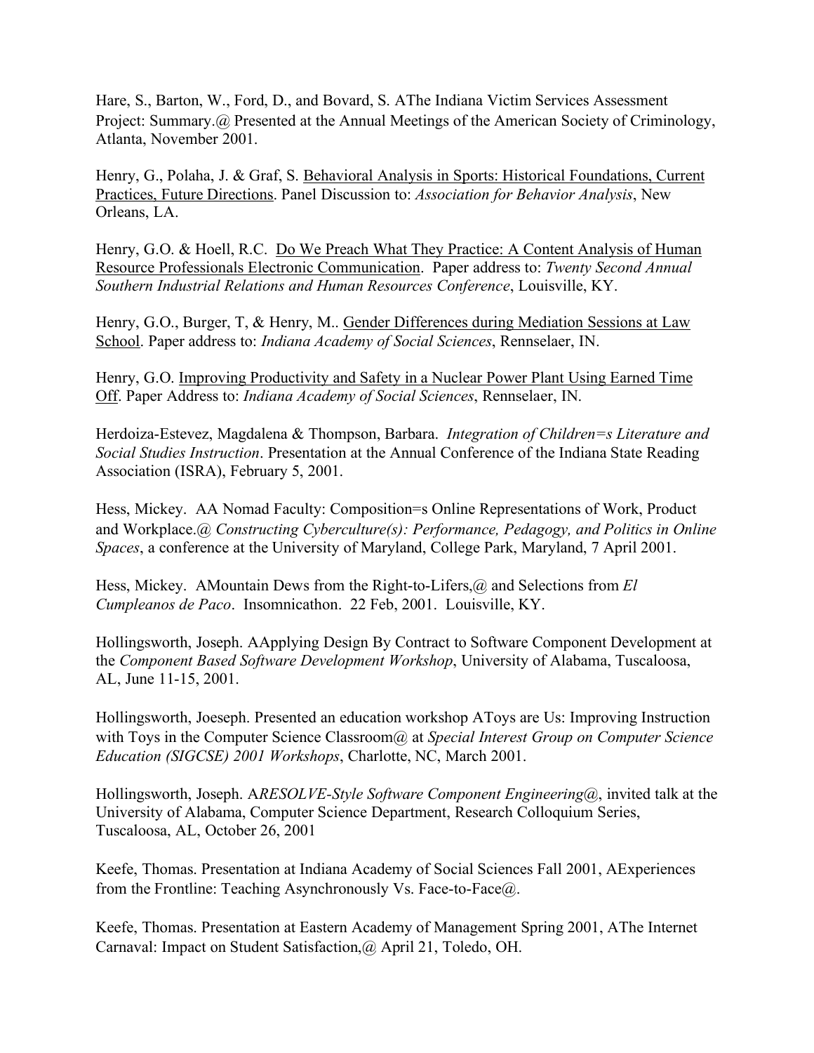Hare, S., Barton, W., Ford, D., and Bovard, S. AThe Indiana Victim Services Assessment Project: Summary.@ Presented at the Annual Meetings of the American Society of Criminology, Atlanta, November 2001.

Henry, G., Polaha, J. & Graf, S. Behavioral Analysis in Sports: Historical Foundations, Current Practices, Future Directions. Panel Discussion to: *Association for Behavior Analysis*, New Orleans, LA.

Henry, G.O. & Hoell, R.C. Do We Preach What They Practice: A Content Analysis of Human Resource Professionals Electronic Communication. Paper address to: *Twenty Second Annual Southern Industrial Relations and Human Resources Conference*, Louisville, KY.

Henry, G.O., Burger, T, & Henry, M.. Gender Differences during Mediation Sessions at Law School. Paper address to: *Indiana Academy of Social Sciences*, Rennselaer, IN.

Henry, G.O. Improving Productivity and Safety in a Nuclear Power Plant Using Earned Time Off. Paper Address to: *Indiana Academy of Social Sciences*, Rennselaer, IN.

Herdoiza-Estevez, Magdalena & Thompson, Barbara. *Integration of Children=s Literature and Social Studies Instruction*. Presentation at the Annual Conference of the Indiana State Reading Association (ISRA), February 5, 2001.

Hess, Mickey. AA Nomad Faculty: Composition=s Online Representations of Work, Product and Workplace.@ *Constructing Cyberculture(s): Performance, Pedagogy, and Politics in Online Spaces*, a conference at the University of Maryland, College Park, Maryland, 7 April 2001.

Hess, Mickey. AMountain Dews from the Right-to-Lifers,@ and Selections from *El Cumpleanos de Paco*. Insomnicathon. 22 Feb, 2001. Louisville, KY.

Hollingsworth, Joseph. AApplying Design By Contract to Software Component Development at the *Component Based Software Development Workshop*, University of Alabama, Tuscaloosa, AL, June 11-15, 2001.

Hollingsworth, Joeseph. Presented an education workshop AToys are Us: Improving Instruction with Toys in the Computer Science Classroom@ at *Special Interest Group on Computer Science Education (SIGCSE) 2001 Workshops*, Charlotte, NC, March 2001.

Hollingsworth, Joseph. A*RESOLVE-Style Software Component Engineering*@, invited talk at the University of Alabama, Computer Science Department, Research Colloquium Series, Tuscaloosa, AL, October 26, 2001

Keefe, Thomas. Presentation at Indiana Academy of Social Sciences Fall 2001, AExperiences from the Frontline: Teaching Asynchronously Vs. Face-to-Face@.

Keefe, Thomas. Presentation at Eastern Academy of Management Spring 2001, AThe Internet Carnaval: Impact on Student Satisfaction,@ April 21, Toledo, OH.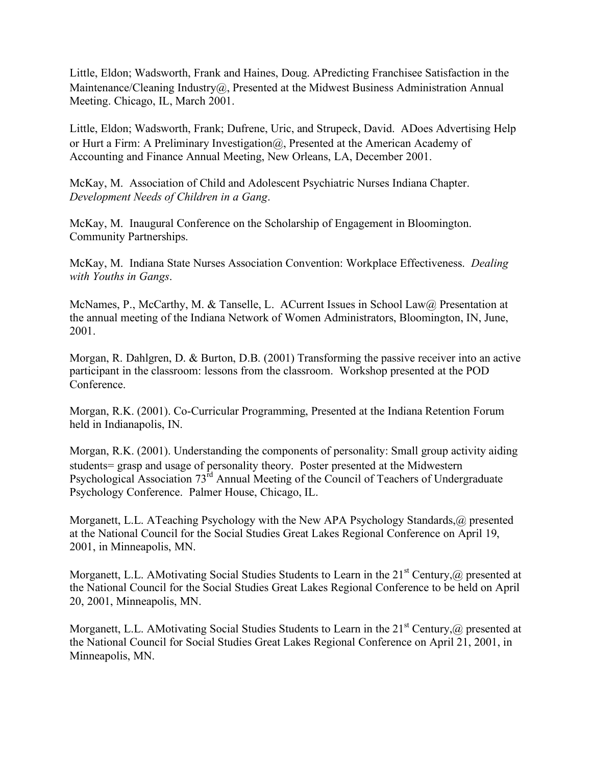Little, Eldon; Wadsworth, Frank and Haines, Doug. APredicting Franchisee Satisfaction in the Maintenance/Cleaning Industry@, Presented at the Midwest Business Administration Annual Meeting. Chicago, IL, March 2001.

Little, Eldon; Wadsworth, Frank; Dufrene, Uric, and Strupeck, David. ADoes Advertising Help or Hurt a Firm: A Preliminary Investigation@, Presented at the American Academy of Accounting and Finance Annual Meeting, New Orleans, LA, December 2001.

McKay, M. Association of Child and Adolescent Psychiatric Nurses Indiana Chapter. *Development Needs of Children in a Gang*.

McKay, M. Inaugural Conference on the Scholarship of Engagement in Bloomington. Community Partnerships.

McKay, M. Indiana State Nurses Association Convention: Workplace Effectiveness. *Dealing with Youths in Gangs*.

McNames, P., McCarthy, M. & Tanselle, L. ACurrent Issues in School Law@ Presentation at the annual meeting of the Indiana Network of Women Administrators, Bloomington, IN, June, 2001.

Morgan, R. Dahlgren, D. & Burton, D.B. (2001) Transforming the passive receiver into an active participant in the classroom: lessons from the classroom. Workshop presented at the POD Conference.

Morgan, R.K. (2001). Co-Curricular Programming, Presented at the Indiana Retention Forum held in Indianapolis, IN.

Morgan, R.K. (2001). Understanding the components of personality: Small group activity aiding students= grasp and usage of personality theory. Poster presented at the Midwestern Psychological Association 73rd Annual Meeting of the Council of Teachers of Undergraduate Psychology Conference. Palmer House, Chicago, IL.

Morganett, L.L. ATeaching Psychology with the New APA Psychology Standards,@ presented at the National Council for the Social Studies Great Lakes Regional Conference on April 19, 2001, in Minneapolis, MN.

Morganett, L.L. AMotivating Social Studies Students to Learn in the 21st Century,@ presented at the National Council for the Social Studies Great Lakes Regional Conference to be held on April 20, 2001, Minneapolis, MN.

Morganett, L.L. AMotivating Social Studies Students to Learn in the 21st Century,@ presented at the National Council for Social Studies Great Lakes Regional Conference on April 21, 2001, in Minneapolis, MN.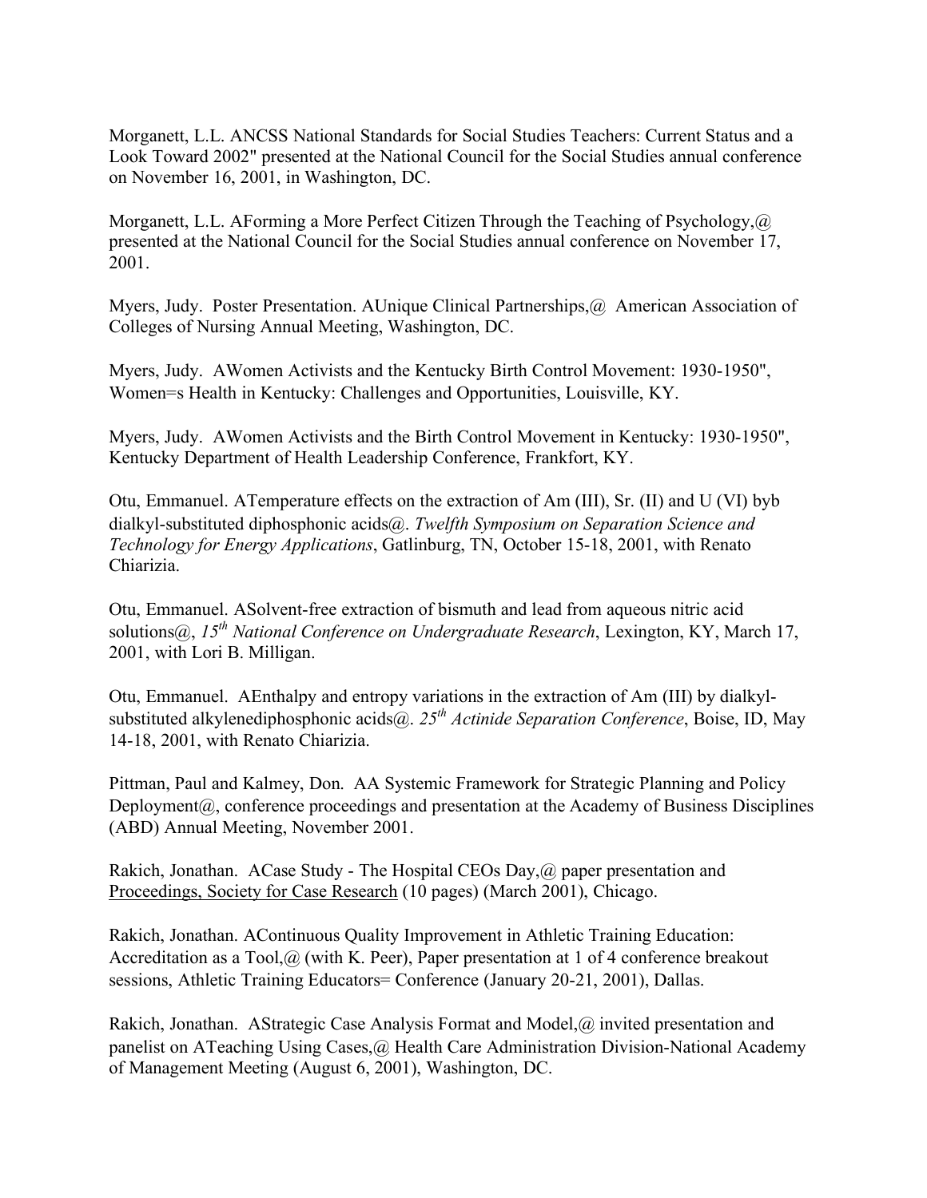Morganett, L.L. ANCSS National Standards for Social Studies Teachers: Current Status and a Look Toward 2002" presented at the National Council for the Social Studies annual conference on November 16, 2001, in Washington, DC.

Morganett, L.L. AForming a More Perfect Citizen Through the Teaching of Psychology,@ presented at the National Council for the Social Studies annual conference on November 17, 2001.

Myers, Judy. Poster Presentation. AUnique Clinical Partnerships,@ American Association of Colleges of Nursing Annual Meeting, Washington, DC.

Myers, Judy. AWomen Activists and the Kentucky Birth Control Movement: 1930-1950", Women=s Health in Kentucky: Challenges and Opportunities, Louisville, KY.

Myers, Judy. AWomen Activists and the Birth Control Movement in Kentucky: 1930-1950", Kentucky Department of Health Leadership Conference, Frankfort, KY.

Otu, Emmanuel. ATemperature effects on the extraction of Am (III), Sr. (II) and U (VI) byb dialkyl-substituted diphosphonic acids@. *Twelfth Symposium on Separation Science and Technology for Energy Applications*, Gatlinburg, TN, October 15-18, 2001, with Renato Chiarizia.

Otu, Emmanuel. ASolvent-free extraction of bismuth and lead from aqueous nitric acid solutions@, *15th National Conference on Undergraduate Research*, Lexington, KY, March 17, 2001, with Lori B. Milligan.

Otu, Emmanuel. AEnthalpy and entropy variations in the extraction of Am (III) by dialkyl-substituted alkylenediphosphonic acids@. *25th Actinide Separation Conference*, Boise, ID, May 14-18, 2001, with Renato Chiarizia.

Pittman, Paul and Kalmey, Don. AA Systemic Framework for Strategic Planning and Policy Deployment@, conference proceedings and presentation at the Academy of Business Disciplines (ABD) Annual Meeting, November 2001.

Rakich, Jonathan. ACase Study - The Hospital CEOs Day,@ paper presentation and Proceedings, Society for Case Research (10 pages) (March 2001), Chicago.

Rakich, Jonathan. AContinuous Quality Improvement in Athletic Training Education: Accreditation as a Tool,@ (with K. Peer), Paper presentation at 1 of 4 conference breakout sessions, Athletic Training Educators= Conference (January 20-21, 2001), Dallas.

Rakich, Jonathan. AStrategic Case Analysis Format and Model,@ invited presentation and panelist on ATeaching Using Cases,@ Health Care Administration Division-National Academy of Management Meeting (August 6, 2001), Washington, DC.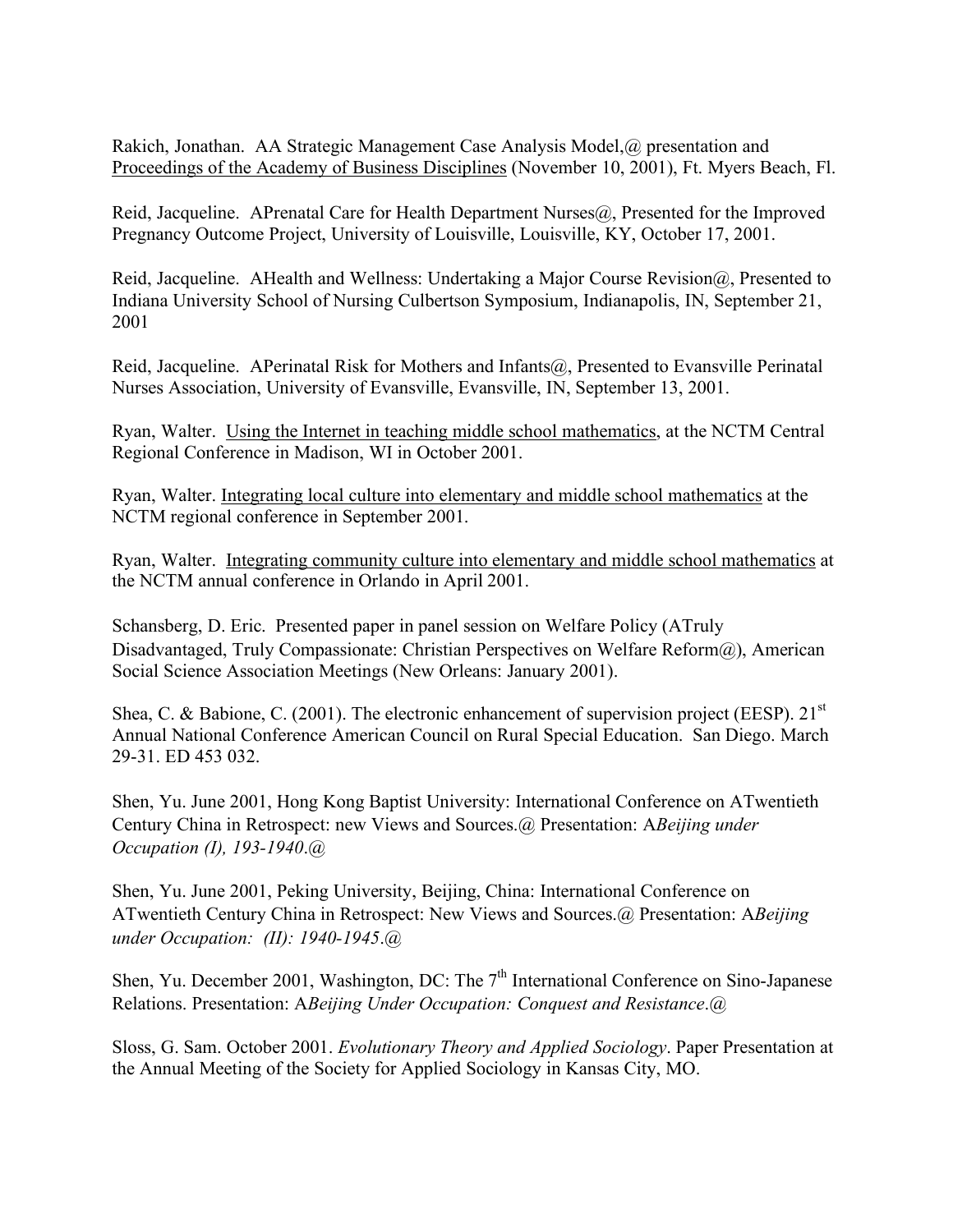Rakich, Jonathan. AA Strategic Management Case Analysis Model,@ presentation and Proceedings of the Academy of Business Disciplines (November 10, 2001), Ft. Myers Beach, Fl.

Reid, Jacqueline. APrenatal Care for Health Department Nurses@, Presented for the Improved Pregnancy Outcome Project, University of Louisville, Louisville, KY, October 17, 2001.

Reid, Jacqueline. AHealth and Wellness: Undertaking a Major Course Revision@, Presented to Indiana University School of Nursing Culbertson Symposium, Indianapolis, IN, September 21, 2001

Reid, Jacqueline. APerinatal Risk for Mothers and Infants@, Presented to Evansville Perinatal Nurses Association, University of Evansville, Evansville, IN, September 13, 2001.

Ryan, Walter. Using the Internet in teaching middle school mathematics, at the NCTM Central Regional Conference in Madison, WI in October 2001.

Ryan, Walter. Integrating local culture into elementary and middle school mathematics at the NCTM regional conference in September 2001.

Ryan, Walter. Integrating community culture into elementary and middle school mathematics at the NCTM annual conference in Orlando in April 2001.

Schansberg, D. Eric. Presented paper in panel session on Welfare Policy (ATruly Disadvantaged, Truly Compassionate: Christian Perspectives on Welfare Reform@), American Social Science Association Meetings (New Orleans: January 2001).

Shea, C. & Babione, C. (2001). The electronic enhancement of supervision project (EESP). 21st Annual National Conference American Council on Rural Special Education. San Diego. March 29-31. ED 453 032.

Shen, Yu. June 2001, Hong Kong Baptist University: International Conference on ATwentieth Century China in Retrospect: new Views and Sources.@ Presentation: A*Beijing under Occupation (I), 193-1940*.@

Shen, Yu. June 2001, Peking University, Beijing, China: International Conference on ATwentieth Century China in Retrospect: New Views and Sources.@ Presentation: A*Beijing under Occupation: (II): 1940-1945*.@

Shen, Yu. December 2001, Washington, DC: The 7th International Conference on Sino-Japanese Relations. Presentation: A*Beijing Under Occupation: Conquest and Resistance*.@

Sloss, G. Sam. October 2001. *Evolutionary Theory and Applied Sociology*. Paper Presentation at the Annual Meeting of the Society for Applied Sociology in Kansas City, MO.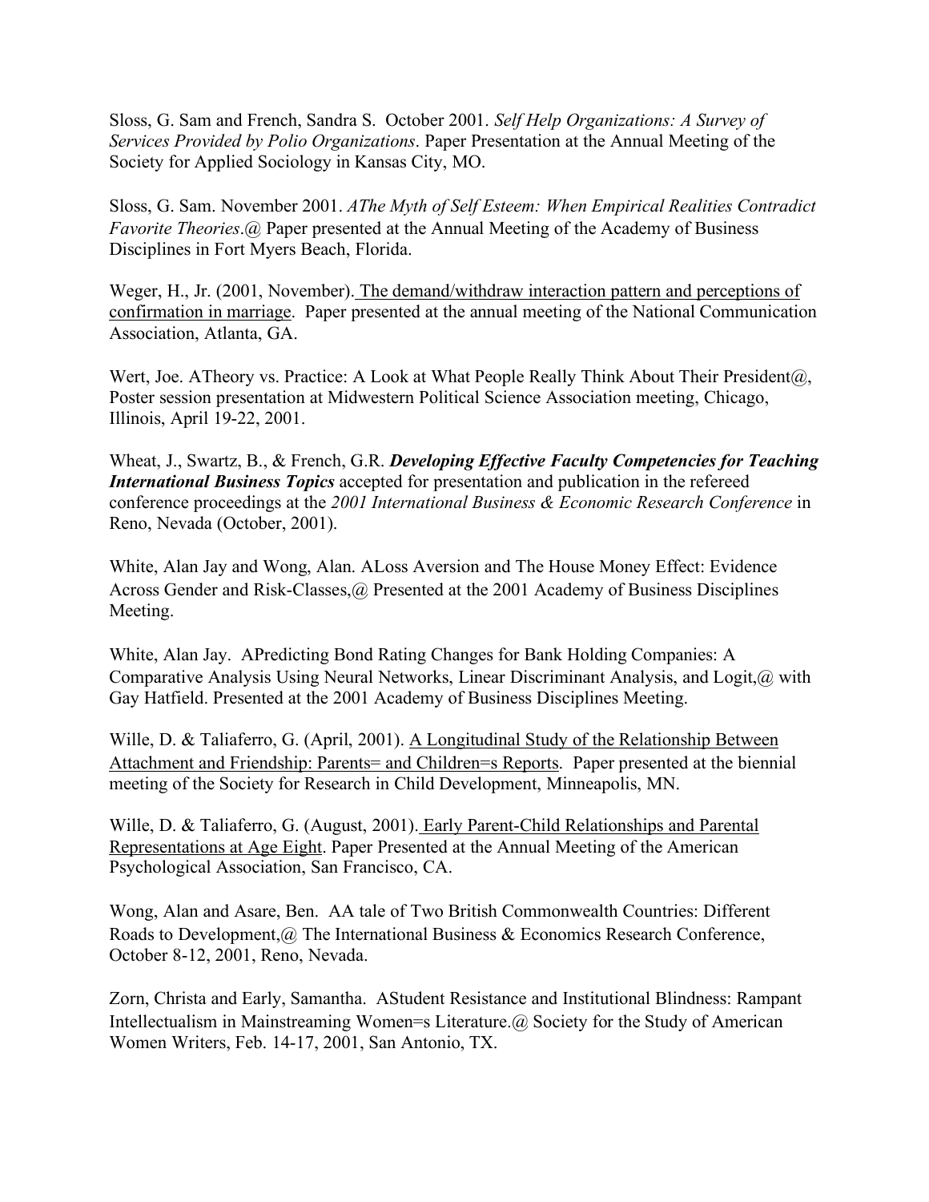Sloss, G. Sam and French, Sandra S. October 2001. *Self Help Organizations: A Survey of Services Provided by Polio Organizations*. Paper Presentation at the Annual Meeting of the Society for Applied Sociology in Kansas City, MO.

Sloss, G. Sam. November 2001. *AThe Myth of Self Esteem: When Empirical Realities Contradict Favorite Theories*.@ Paper presented at the Annual Meeting of the Academy of Business Disciplines in Fort Myers Beach, Florida.

Weger, H., Jr. (2001, November). The demand/withdraw interaction pattern and perceptions of confirmation in marriage. Paper presented at the annual meeting of the National Communication Association, Atlanta, GA.

Wert, Joe. ATheory vs. Practice: A Look at What People Really Think About Their President@, Poster session presentation at Midwestern Political Science Association meeting, Chicago, Illinois, April 19-22, 2001.

Wheat, J., Swartz, B., & French, G.R. ***Developing Effective Faculty Competencies for Teaching International Business Topics*** accepted for presentation and publication in the refereed conference proceedings at the *2001 International Business & Economic Research Conference* in Reno, Nevada (October, 2001).

White, Alan Jay and Wong, Alan. ALoss Aversion and The House Money Effect: Evidence Across Gender and Risk-Classes,@ Presented at the 2001 Academy of Business Disciplines Meeting.

White, Alan Jay. APredicting Bond Rating Changes for Bank Holding Companies: A Comparative Analysis Using Neural Networks, Linear Discriminant Analysis, and Logit,@ with Gay Hatfield. Presented at the 2001 Academy of Business Disciplines Meeting.

Wille, D. & Taliaferro, G. (April, 2001). A Longitudinal Study of the Relationship Between Attachment and Friendship: Parents= and Children=s Reports. Paper presented at the biennial meeting of the Society for Research in Child Development, Minneapolis, MN.

Wille, D. & Taliaferro, G. (August, 2001). Early Parent-Child Relationships and Parental Representations at Age Eight. Paper Presented at the Annual Meeting of the American Psychological Association, San Francisco, CA.

Wong, Alan and Asare, Ben. AA tale of Two British Commonwealth Countries: Different Roads to Development,@ The International Business & Economics Research Conference, October 8-12, 2001, Reno, Nevada.

Zorn, Christa and Early, Samantha. AStudent Resistance and Institutional Blindness: Rampant Intellectualism in Mainstreaming Women=s Literature.@ Society for the Study of American Women Writers, Feb. 14-17, 2001, San Antonio, TX.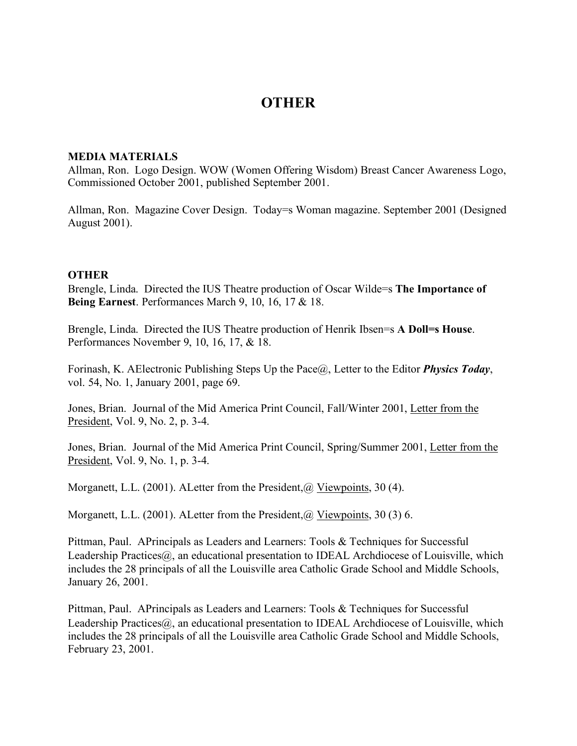# OTHER

### MEDIA MATERIALS

Allman, Ron. Logo Design. WOW (Women Offering Wisdom) Breast Cancer Awareness Logo, Commissioned October 2001, published September 2001.

Allman, Ron. Magazine Cover Design. Today=s Woman magazine. September 2001 (Designed August 2001).

### OTHER

Brengle, Linda. Directed the IUS Theatre production of Oscar Wilde=s **The Importance of Being Earnest**. Performances March 9, 10, 16, 17 & 18.

Brengle, Linda. Directed the IUS Theatre production of Henrik Ibsen=s **A Doll=s House**. Performances November 9, 10, 16, 17, & 18.

Forinash, K. AElectronic Publishing Steps Up the Pace@, Letter to the Editor ***Physics Today***, vol. 54, No. 1, January 2001, page 69.

Jones, Brian. Journal of the Mid America Print Council, Fall/Winter 2001, <u>Letter from the President</u>, Vol. 9, No. 2, p. 3-4.

Jones, Brian. Journal of the Mid America Print Council, Spring/Summer 2001, <u>Letter from the President</u>, Vol. 9, No. 1, p. 3-4.

Morganett, L.L. (2001). ALetter from the President,@ <u>Viewpoints</u>, 30 (4).

Morganett, L.L. (2001). ALetter from the President,@ <u>Viewpoints</u>, 30 (3) 6.

Pittman, Paul. APrincipals as Leaders and Learners: Tools & Techniques for Successful Leadership Practices@, an educational presentation to IDEAL Archdiocese of Louisville, which includes the 28 principals of all the Louisville area Catholic Grade School and Middle Schools, January 26, 2001.

Pittman, Paul. APrincipals as Leaders and Learners: Tools & Techniques for Successful Leadership Practices@, an educational presentation to IDEAL Archdiocese of Louisville, which includes the 28 principals of all the Louisville area Catholic Grade School and Middle Schools, February 23, 2001.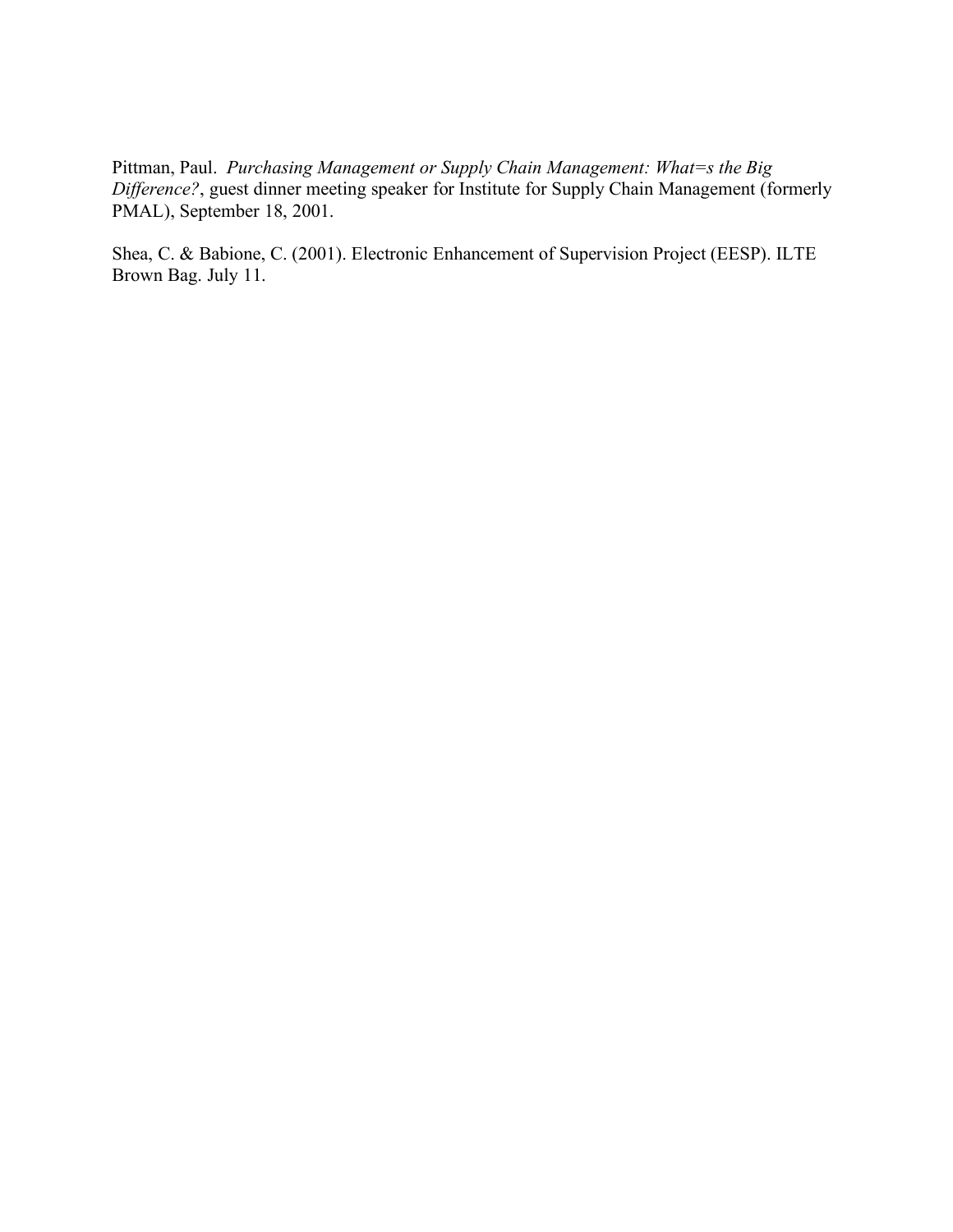Pittman, Paul. *Purchasing Management or Supply Chain Management: What=s the Big Difference?*, guest dinner meeting speaker for Institute for Supply Chain Management (formerly PMAL), September 18, 2001.

Shea, C. & Babione, C. (2001). Electronic Enhancement of Supervision Project (EESP). ILTE Brown Bag. July 11.